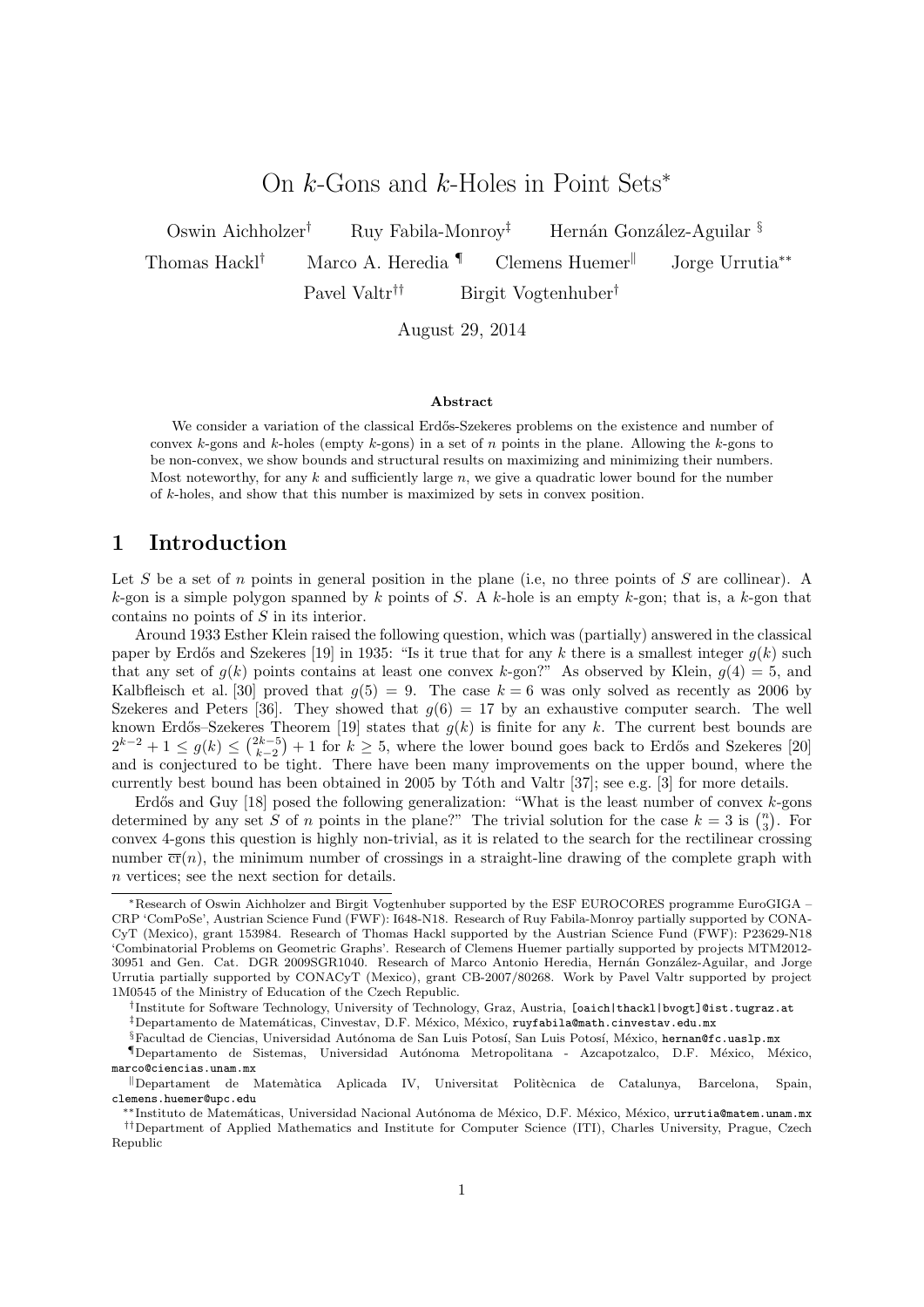# On $k$-Gons and $k$-Holes in Point Sets*

Oswin Aichholzer† Ruy Fabila-Monroy‡ Hernán González-Aguilar §

Thomas Hackl† Marco A. Heredia ¶ Clemens Huemer‖ Jorge Urrutia**

Pavel Valtr†† Birgit Vogtenhuber†

August 29, 2014

**Abstract**

We consider a variation of the classical Erdős-Szekeres problems on the existence and number of convex $k$-gons and $k$-holes (empty $k$-gons) in a set of $n$ points in the plane. Allowing the $k$-gons to be non-convex, we show bounds and structural results on maximizing and minimizing their numbers. Most noteworthy, for any $k$ and sufficiently large $n$, we give a quadratic lower bound for the number of $k$-holes, and show that this number is maximized by sets in convex position.

## 1 Introduction

Let $S$ be a set of $n$ points in general position in the plane (i.e, no three points of $S$ are collinear). A $k$-gon is a simple polygon spanned by $k$ points of $S$. A $k$-hole is an empty $k$-gon; that is, a $k$-gon that contains no points of $S$ in its interior.

Around 1933 Esther Klein raised the following question, which was (partially) answered in the classical paper by Erdős and Szekeres [19] in 1935: "Is it true that for any $k$ there is a smallest integer $g(k)$ such that any set of $g(k)$ points contains at least one convex $k$-gon?" As observed by Klein, $g(4) = 5$, and Kalbfleisch et al. [30] proved that $g(5) = 9$. The case $k = 6$ was only solved as recently as 2006 by Szekeres and Peters [36]. They showed that $g(6) = 17$ by an exhaustive computer search. The well known Erdős–Szekeres Theorem [19] states that $g(k)$ is finite for any $k$. The current best bounds are $2^{k-2} + 1 \le g(k) \le \binom{2k-5}{k-2} + 1$ for $k \ge 5$, where the lower bound goes back to Erdős and Szekeres [20] and is conjectured to be tight. There have been many improvements on the upper bound, where the currently best bound has been obtained in 2005 by Tóth and Valtr [37]; see e.g. [3] for more details.

Erdős and Guy [18] posed the following generalization: "What is the least number of convex $k$-gons determined by any set $S$ of $n$ points in the plane?" The trivial solution for the case $k = 3$ is $\binom{n}{3}$. For convex 4-gons this question is highly non-trivial, as it is related to the search for the rectilinear crossing number $\overline{\text{cr}}(n)$, the minimum number of crossings in a straight-line drawing of the complete graph with $n$ vertices; see the next section for details.

---

*Research of Oswin Aichholzer and Birgit Vogtenhuber supported by the ESF EUROCORES programme EuroGIGA – CRP 'ComPoSe', Austrian Science Fund (FWF): I648-N18. Research of Ruy Fabila-Monroy partially supported by CONACyT (Mexico), grant 153984. Research of Thomas Hackl supported by the Austrian Science Fund (FWF): P23629-N18 'Combinatorial Problems on Geometric Graphs'. Research of Clemens Huemer partially supported by projects MTM2012-30951 and Gen. Cat. DGR 2009SGR1040. Research of Marco Antonio Heredia, Hernán González-Aguilar, and Jorge Urrutia partially supported by CONACyT (Mexico), grant CB-2007/80268. Work by Pavel Valtr supported by project 1M0545 of the Ministry of Education of the Czech Republic.

†Institute for Software Technology, University of Technology, Graz, Austria, [oaich|thackl|bvogt]@ist.tugraz.at

‡Departamento de Matemáticas, Cinvestav, D.F. México, México, ruyfabila@math.cinvestav.edu.mx

§Facultad de Ciencias, Universidad Autónoma de San Luis Potosí, San Luis Potosí, México, hernan@fc.uaslp.mx

¶Departamento de Sistemas, Universidad Autónoma Metropolitana - Azcapotzalco, D.F. México, México, marco@ciencias.unam.mx

‖Departament de Matemàtica Aplicada IV, Universitat Politècnica de Catalunya, Barcelona, Spain, clemens.huemer@upc.edu

**Instituto de Matemáticas, Universidad Nacional Autónoma de México, D.F. México, México, urrutia@matem.unam.mx

††Department of Applied Mathematics and Institute for Computer Science (ITI), Charles University, Prague, Czech Republic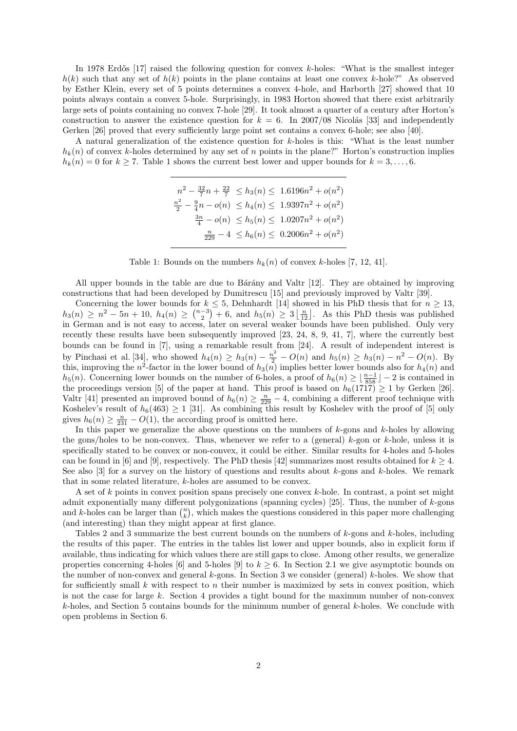In 1978 Erdős [17] raised the following question for convex $k$-holes: "What is the smallest integer $h(k)$ such that any set of $h(k)$ points in the plane contains at least one convex $k$-hole?" As observed by Esther Klein, every set of 5 points determines a convex 4-hole, and Harborth [27] showed that 10 points always contain a convex 5-hole. Surprisingly, in 1983 Horton showed that there exist arbitrarily large sets of points containing no convex 7-hole [29]. It took almost a quarter of a century after Horton's construction to answer the existence question for $k = 6$. In 2007/08 Nicolás [33] and independently Gerken [26] proved that every sufficiently large point set contains a convex 6-hole; see also [40].

A natural generalization of the existence question for $k$-holes is this: "What is the least number $h_k(n)$ of convex $k$-holes determined by any set of $n$ points in the plane?" Horton's construction implies $h_k(n) = 0$ for $k \geq 7$. Table 1 shows the current best lower and upper bounds for $k = 3, \ldots, 6$.

$$
\begin{aligned}
n^2 - \tfrac{32}{7}n + \tfrac{22}{7} &\leq h_3(n) \leq 1.6196n^2 + o(n^2) \\
\tfrac{n^2}{2} - \tfrac{9}{4}n - o(n) &\leq h_4(n) \leq 1.9397n^2 + o(n^2) \\
\tfrac{3n}{4} - o(n) &\leq h_5(n) \leq 1.0207n^2 + o(n^2) \\
\tfrac{n}{229} - 4 &\leq h_6(n) \leq 0.2006n^2 + o(n^2)
\end{aligned}
$$

Table 1: Bounds on the numbers $h_k(n)$ of convex $k$-holes [7, 12, 41].

All upper bounds in the table are due to Bárány and Valtr [12]. They are obtained by improving constructions that had been developed by Dumitrescu [15] and previously improved by Valtr [39].

Concerning the lower bounds for $k \leq 5$, Dehnhardt [14] showed in his PhD thesis that for $n \geq 13$, $h_3(n) \geq n^2 - 5n + 10$, $h_4(n) \geq \binom{n-3}{2} + 6$, and $h_5(n) \geq 3\left\lfloor \frac{n}{12} \right\rfloor$. As this PhD thesis was published in German and is not easy to access, later on several weaker bounds have been published. Only very recently these results have been subsequently improved [23, 24, 8, 9, 41, 7], where the currently best bounds can be found in [7], using a remarkable result from [24]. A result of independent interest is by Pinchasi et al. [34], who showed $h_4(n) \geq h_3(n) - \frac{n^2}{2} - O(n)$ and $h_5(n) \geq h_3(n) - n^2 - O(n)$. By this, improving the $n^2$-factor in the lower bound of $h_3(n)$ implies better lower bounds also for $h_4(n)$ and $h_5(n)$. Concerning lower bounds on the number of 6-holes, a proof of $h_6(n) \geq \lfloor \frac{n-1}{858} \rfloor - 2$ is contained in the proceedings version [5] of the paper at hand. This proof is based on $h_6(1717) \geq 1$ by Gerken [26]. Valtr [41] presented an improved bound of $h_6(n) \geq \frac{n}{229} - 4$, combining a different proof technique with Koshelev's result of $h_6(463) \geq 1$ [31]. As combining this result by Koshelev with the proof of [5] only gives $h_6(n) \geq \frac{n}{231} - O(1)$, the according proof is omitted here.

In this paper we generalize the above questions on the numbers of $k$-gons and $k$-holes by allowing the gons/holes to be non-convex. Thus, whenever we refer to a (general) $k$-gon or $k$-hole, unless it is specifically stated to be convex or non-convex, it could be either. Similar results for 4-holes and 5-holes can be found in [6] and [9], respectively. The PhD thesis [42] summarizes most results obtained for $k \geq 4$. See also [3] for a survey on the history of questions and results about $k$-gons and $k$-holes. We remark that in some related literature, $k$-holes are assumed to be convex.

A set of $k$ points in convex position spans precisely one convex $k$-hole. In contrast, a point set might admit exponentially many different polygonizations (spanning cycles) [25]. Thus, the number of $k$-gons and $k$-holes can be larger than $\binom{n}{k}$, which makes the questions considered in this paper more challenging (and interesting) than they might appear at first glance.

Tables 2 and 3 summarize the best current bounds on the numbers of $k$-gons and $k$-holes, including the results of this paper. The entries in the tables list lower and upper bounds, also in explicit form if available, thus indicating for which values there are still gaps to close. Among other results, we generalize properties concerning 4-holes [6] and 5-holes [9] to $k \geq 6$. In Section 2.1 we give asymptotic bounds on the number of non-convex and general $k$-gons. In Section 3 we consider (general) $k$-holes. We show that for sufficiently small $k$ with respect to $n$ their number is maximized by sets in convex position, which is not the case for large $k$. Section 4 provides a tight bound for the maximum number of non-convex $k$-holes, and Section 5 contains bounds for the minimum number of general $k$-holes. We conclude with open problems in Section 6.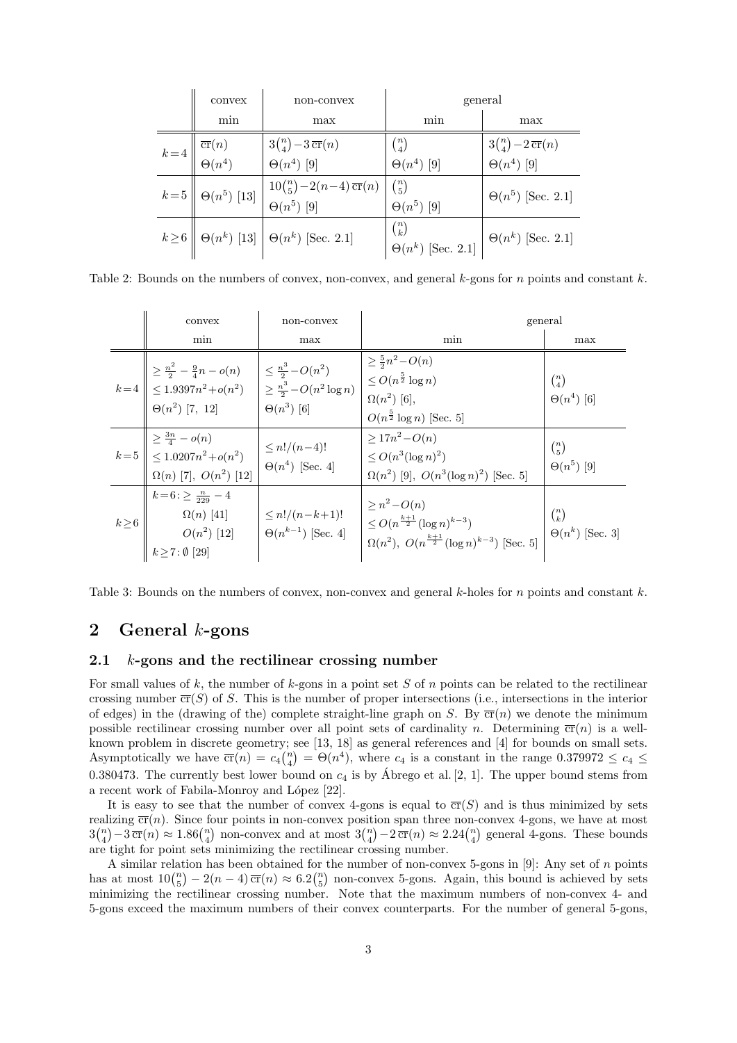| | convex | non-convex | general | |
|---|---|---|---|---|
| | min | max | min | max |
| $k=4$ | $\overline{\text{cr}}(n)$<br>$\Theta(n^4)$ | $3\binom{n}{4}-3\,\overline{\text{cr}}(n)$<br>$\Theta(n^4)$ [9] | $\binom{n}{4}$<br>$\Theta(n^4)$ [9] | $3\binom{n}{4}-2\,\overline{\text{cr}}(n)$<br>$\Theta(n^4)$ [9] |
| $k=5$ | $\Theta(n^5)$ [13] | $10\binom{n}{5}-2(n-4)\,\overline{\text{cr}}(n)$<br>$\Theta(n^5)$ [9] | $\binom{n}{5}$<br>$\Theta(n^5)$ [9] | $\Theta(n^5)$ [Sec. 2.1] |
| $k\geq 6$ | $\Theta(n^k)$ [13] | $\Theta(n^k)$ [Sec. 2.1] | $\binom{n}{k}$<br>$\Theta(n^k)$ [Sec. 2.1] | $\Theta(n^k)$ [Sec. 2.1] |

Table 2: Bounds on the numbers of convex, non-convex, and general $k$-gons for $n$ points and constant $k$.

| | convex | non-convex | general | |
|---|---|---|---|---|
| | min | max | min | max |
| $k=4$ | $\geq \frac{n^2}{2}-\frac{9}{4}n-o(n)$<br>$\leq 1.9397n^2+o(n^2)$<br>$\Theta(n^2)$ [7, 12] | $\leq \frac{n^3}{2}-O(n^2)$<br>$\geq \frac{n^3}{2}-O(n^2\log n)$<br>$\Theta(n^3)$ [6] | $\geq \frac{5}{2}n^2-O(n)$<br>$\leq O(n^{\frac{5}{2}}\log n)$<br>$\Omega(n^2)$ [6],<br>$O(n^{\frac{5}{2}}\log n)$ [Sec. 5] | $\binom{n}{4}$<br>$\Theta(n^4)$ [6] |
| $k=5$ | $\geq \frac{3n}{4}-o(n)$<br>$\leq 1.0207n^2+o(n^2)$<br>$\Omega(n)$ [7], $O(n^2)$ [12] | $\leq n!/(n-4)!$<br>$\Theta(n^4)$ [Sec. 4] | $\geq 17n^2-O(n)$<br>$\leq O(n^3(\log n)^2)$<br>$\Omega(n^2)$ [9], $O(n^3(\log n)^2)$ [Sec. 5] | $\binom{n}{5}$<br>$\Theta(n^5)$ [9] |
| $k\geq 6$ | $k=6$: $\geq \frac{n}{229}-4$<br>$\Omega(n)$ [41]<br>$O(n^2)$ [12]<br>$k\geq 7$: $\emptyset$ [29] | $\leq n!/(n-k+1)!$<br>$\Theta(n^{k-1})$ [Sec. 4] | $\geq n^2-O(n)$<br>$\leq O(n^{\frac{k+1}{2}}(\log n)^{k-3})$<br>$\Omega(n^2)$, $O(n^{\frac{k+1}{2}}(\log n)^{k-3})$ [Sec. 5] | $\binom{n}{k}$<br>$\Theta(n^k)$ [Sec. 3] |

Table 3: Bounds on the numbers of convex, non-convex and general $k$-holes for $n$ points and constant $k$.

## 2 General $k$-gons

### 2.1 $k$-gons and the rectilinear crossing number

For small values of $k$, the number of $k$-gons in a point set $S$ of $n$ points can be related to the rectilinear crossing number $\overline{\text{cr}}(S)$ of $S$. This is the number of proper intersections (i.e., intersections in the interior of edges) in the (drawing of the) complete straight-line graph on $S$. By $\overline{\text{cr}}(n)$ we denote the minimum possible rectilinear crossing number over all point sets of cardinality $n$. Determining $\overline{\text{cr}}(n)$ is a well-known problem in discrete geometry; see [13, 18] as general references and [4] for bounds on small sets. Asymptotically we have $\overline{\text{cr}}(n) = c_4\binom{n}{4} = \Theta(n^4)$, where $c_4$ is a constant in the range $0.379972 \leq c_4 \leq 0.380473$. The currently best lower bound on $c_4$ is by Ábrego et al. [2, 1]. The upper bound stems from a recent work of Fabila-Monroy and López [22].

It is easy to see that the number of convex 4-gons is equal to $\overline{\text{cr}}(S)$ and is thus minimized by sets realizing $\overline{\text{cr}}(n)$. Since four points in non-convex position span three non-convex 4-gons, we have at most $3\binom{n}{4}-3\,\overline{\text{cr}}(n) \approx 1.86\binom{n}{4}$ non-convex and at most $3\binom{n}{4}-2\,\overline{\text{cr}}(n) \approx 2.24\binom{n}{4}$ general 4-gons. These bounds are tight for point sets minimizing the rectilinear crossing number.

A similar relation has been obtained for the number of non-convex 5-gons in [9]: Any set of $n$ points has at most $10\binom{n}{5} - 2(n-4)\,\overline{\text{cr}}(n) \approx 6.2\binom{n}{5}$ non-convex 5-gons. Again, this bound is achieved by sets minimizing the rectilinear crossing number. Note that the maximum numbers of non-convex 4- and 5-gons exceed the maximum numbers of their convex counterparts. For the number of general 5-gons,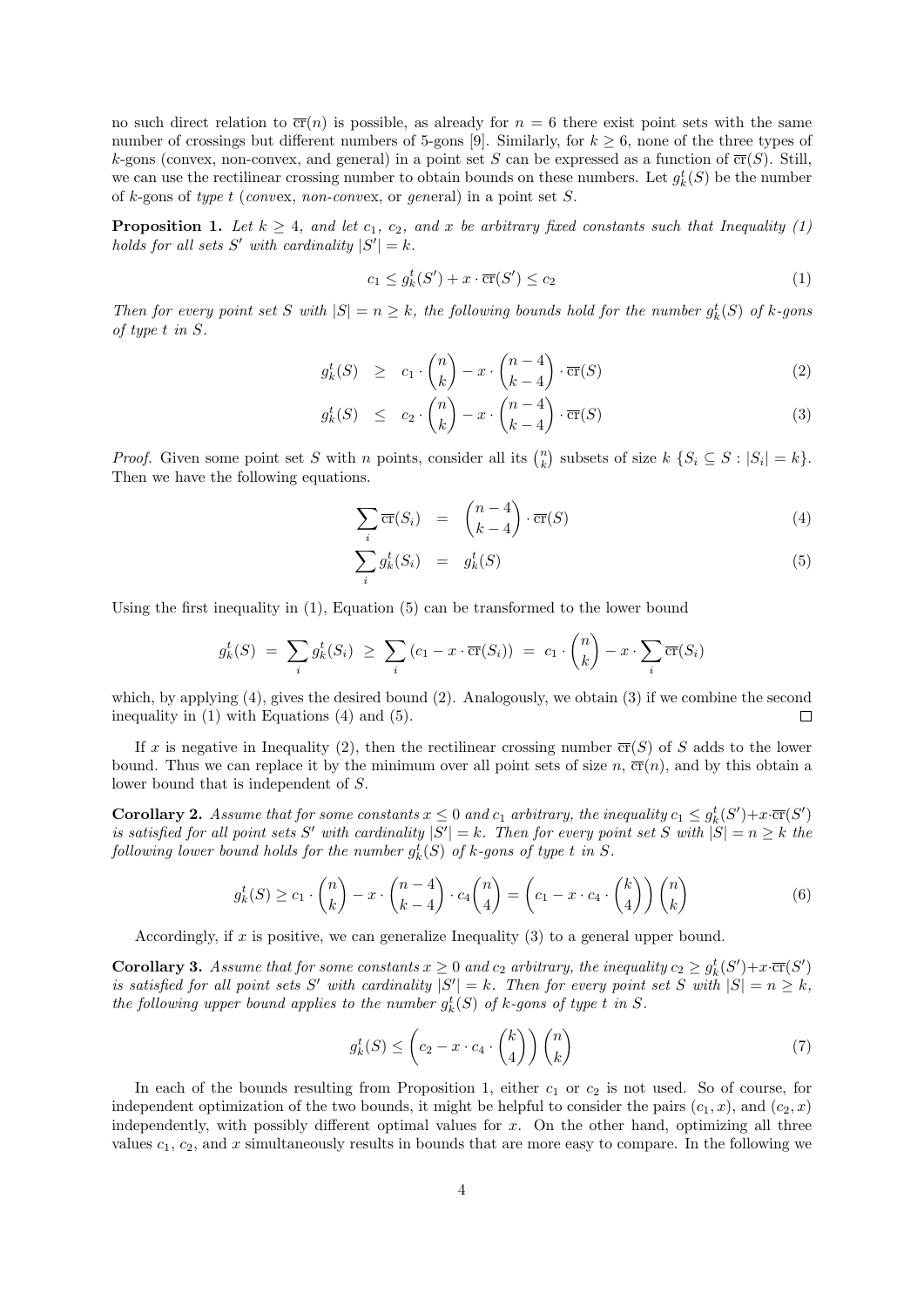no such direct relation to $\overline{\text{cr}}(n)$ is possible, as already for $n = 6$ there exist point sets with the same number of crossings but different numbers of 5-gons [9]. Similarly, for $k \geq 6$, none of the three types of $k$-gons (convex, non-convex, and general) in a point set $S$ can be expressed as a function of $\overline{\text{cr}}(S)$. Still, we can use the rectilinear crossing number to obtain bounds on these numbers. Let $g_k^t(S)$ be the number of $k$-gons of *type* $t$ (*conv*ex, *non-conv*ex, or *gen*eral) in a point set $S$.

**Proposition 1.** *Let $k \geq 4$, and let $c_1$, $c_2$, and $x$ be arbitrary fixed constants such that Inequality (1) holds for all sets $S'$ with cardinality $|S'| = k$.*

$$c_1 \leq g_k^t(S') + x \cdot \overline{\text{cr}}(S') \leq c_2 \tag{1}$$

*Then for every point set $S$ with $|S| = n \geq k$, the following bounds hold for the number $g_k^t(S)$ of $k$-gons of type $t$ in $S$.*

$$g_k^t(S) \geq c_1 \cdot \binom{n}{k} - x \cdot \binom{n-4}{k-4} \cdot \overline{\text{cr}}(S) \tag{2}$$

$$g_k^t(S) \leq c_2 \cdot \binom{n}{k} - x \cdot \binom{n-4}{k-4} \cdot \overline{\text{cr}}(S) \tag{3}$$

*Proof.* Given some point set $S$ with $n$ points, consider all its $\binom{n}{k}$ subsets of size $k$ $\{S_i \subseteq S : |S_i| = k\}$. Then we have the following equations.

$$\sum_i \overline{\text{cr}}(S_i) = \binom{n-4}{k-4} \cdot \overline{\text{cr}}(S) \tag{4}$$

$$\sum_i g_k^t(S_i) = g_k^t(S) \tag{5}$$

Using the first inequality in (1), Equation (5) can be transformed to the lower bound

$$g_k^t(S) = \sum_i g_k^t(S_i) \geq \sum_i \left(c_1 - x \cdot \overline{\text{cr}}(S_i)\right) = c_1 \cdot \binom{n}{k} - x \cdot \sum_i \overline{\text{cr}}(S_i)$$

which, by applying (4), gives the desired bound (2). Analogously, we obtain (3) if we combine the second inequality in (1) with Equations (4) and (5). $\square$

If $x$ is negative in Inequality (2), then the rectilinear crossing number $\overline{\text{cr}}(S)$ of $S$ adds to the lower bound. Thus we can replace it by the minimum over all point sets of size $n$, $\overline{\text{cr}}(n)$, and by this obtain a lower bound that is independent of $S$.

**Corollary 2.** *Assume that for some constants $x \leq 0$ and $c_1$ arbitrary, the inequality $c_1 \leq g_k^t(S') + x \cdot \overline{\text{cr}}(S')$ is satisfied for all point sets $S'$ with cardinality $|S'| = k$. Then for every point set $S$ with $|S| = n \geq k$ the following lower bound holds for the number $g_k^t(S)$ of $k$-gons of type $t$ in $S$.*

$$g_k^t(S) \geq c_1 \cdot \binom{n}{k} - x \cdot \binom{n-4}{k-4} \cdot c_4 \binom{n}{4} = \left(c_1 - x \cdot c_4 \cdot \binom{k}{4}\right) \binom{n}{k} \tag{6}$$

Accordingly, if $x$ is positive, we can generalize Inequality (3) to a general upper bound.

**Corollary 3.** *Assume that for some constants $x \geq 0$ and $c_2$ arbitrary, the inequality $c_2 \geq g_k^t(S') + x \cdot \overline{\text{cr}}(S')$ is satisfied for all point sets $S'$ with cardinality $|S'| = k$. Then for every point set $S$ with $|S| = n \geq k$, the following upper bound applies to the number $g_k^t(S)$ of $k$-gons of type $t$ in $S$.*

$$g_k^t(S) \leq \left(c_2 - x \cdot c_4 \cdot \binom{k}{4}\right) \binom{n}{k} \tag{7}$$

In each of the bounds resulting from Proposition 1, either $c_1$ or $c_2$ is not used. So of course, for independent optimization of the two bounds, it might be helpful to consider the pairs $(c_1, x)$, and $(c_2, x)$ independently, with possibly different optimal values for $x$. On the other hand, optimizing all three values $c_1$, $c_2$, and $x$ simultaneously results in bounds that are more easy to compare. In the following we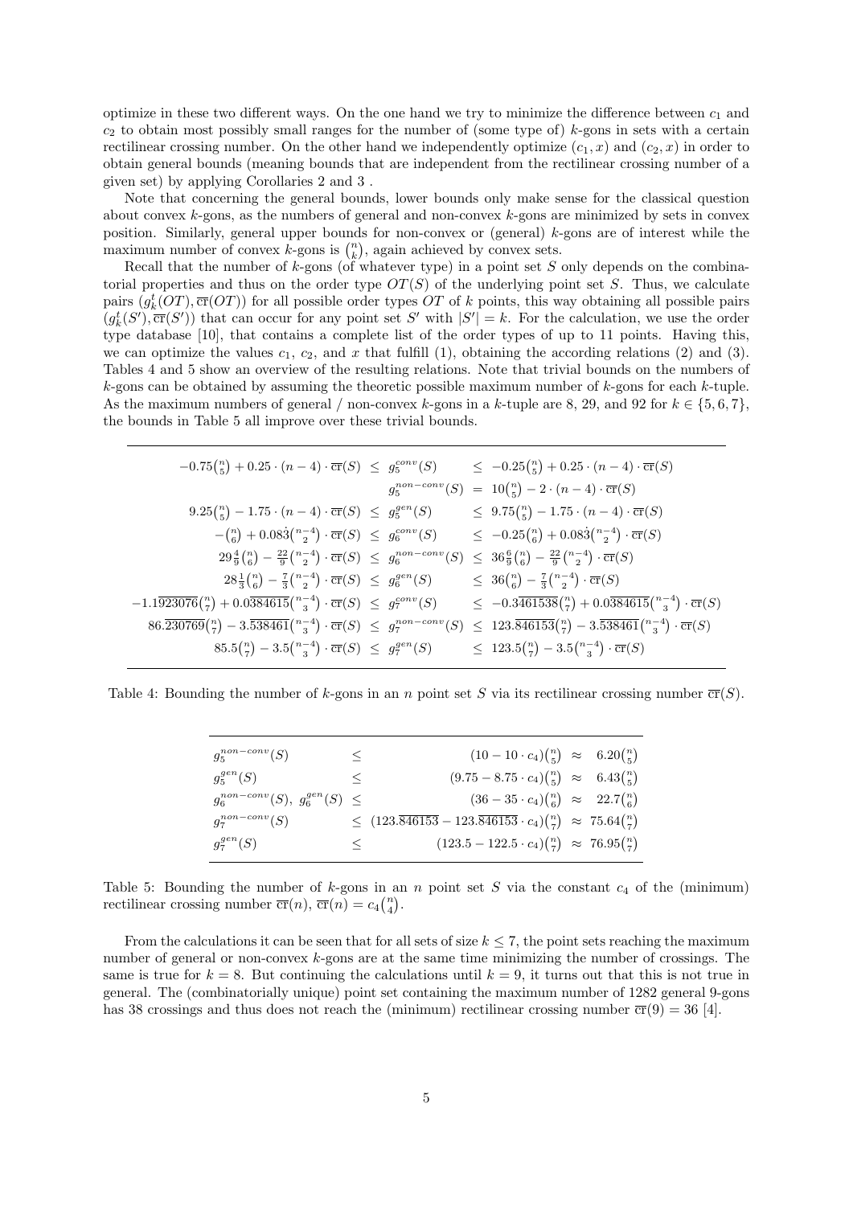optimize in these two different ways. On the one hand we try to minimize the difference between $c_1$ and $c_2$ to obtain most possibly small ranges for the number of (some type of) $k$-gons in sets with a certain rectilinear crossing number. On the other hand we independently optimize $(c_1, x)$ and $(c_2, x)$ in order to obtain general bounds (meaning bounds that are independent from the rectilinear crossing number of a given set) by applying Corollaries 2 and 3 .

Note that concerning the general bounds, lower bounds only make sense for the classical question about convex $k$-gons, as the numbers of general and non-convex $k$-gons are minimized by sets in convex position. Similarly, general upper bounds for non-convex or (general) $k$-gons are of interest while the maximum number of convex $k$-gons is $\binom{n}{k}$, again achieved by convex sets.

Recall that the number of $k$-gons (of whatever type) in a point set $S$ only depends on the combinatorial properties and thus on the order type $OT(S)$ of the underlying point set $S$. Thus, we calculate pairs $(g_k^t(OT), \overline{\text{cr}}(OT))$ for all possible order types $OT$ of $k$ points, this way obtaining all possible pairs $(g_k^t(S'), \overline{\text{cr}}(S'))$ that can occur for any point set $S'$ with $|S'| = k$. For the calculation, we use the order type database [10], that contains a complete list of the order types of up to 11 points. Having this, we can optimize the values $c_1$, $c_2$, and $x$ that fulfill (1), obtaining the according relations (2) and (3). Tables 4 and 5 show an overview of the resulting relations. Note that trivial bounds on the numbers of $k$-gons can be obtained by assuming the theoretic possible maximum number of $k$-gons for each $k$-tuple. As the maximum numbers of general / non-convex $k$-gons in a $k$-tuple are 8, 29, and 92 for $k \in \{5, 6, 7\}$, the bounds in Table 5 all improve over these trivial bounds.

$$
\begin{array}{rcl}
-0.75\binom{n}{5} + 0.25 \cdot (n-4) \cdot \overline{\text{cr}}(S) \;\leq\; g_5^{conv}(S) & \leq & -0.25\binom{n}{5} + 0.25 \cdot (n-4) \cdot \overline{\text{cr}}(S) \\
g_5^{non-conv}(S) & = & 10\binom{n}{5} - 2 \cdot (n-4) \cdot \overline{\text{cr}}(S) \\
9.25\binom{n}{5} - 1.75 \cdot (n-4) \cdot \overline{\text{cr}}(S) \;\leq\; g_5^{gen}(S) & \leq & 9.75\binom{n}{5} - 1.75 \cdot (n-4) \cdot \overline{\text{cr}}(S) \\
-\binom{n}{6} + 0.08\dot{3}\binom{n-4}{2} \cdot \overline{\text{cr}}(S) \;\leq\; g_6^{conv}(S) & \leq & -0.25\binom{n}{6} + 0.08\dot{3}\binom{n-4}{2} \cdot \overline{\text{cr}}(S) \\
29\frac{4}{9}\binom{n}{6} - \frac{22}{9}\binom{n-4}{2} \cdot \overline{\text{cr}}(S) \;\leq\; g_6^{non-conv}(S) & \leq & 36\frac{6}{9}\binom{n}{6} - \frac{22}{9}\binom{n-4}{2} \cdot \overline{\text{cr}}(S) \\
28\frac{1}{3}\binom{n}{6} - \frac{7}{3}\binom{n-4}{2} \cdot \overline{\text{cr}}(S) \;\leq\; g_6^{gen}(S) & \leq & 36\binom{n}{6} - \frac{7}{3}\binom{n-4}{2} \cdot \overline{\text{cr}}(S) \\
-1.1\overline{923076}\binom{n}{7} + 0.0\overline{384615}\binom{n-4}{3} \cdot \overline{\text{cr}}(S) \;\leq\; g_7^{conv}(S) & \leq & -0.\overline{3461538}\binom{n}{7} + 0.0\overline{384615}\binom{n-4}{3} \cdot \overline{\text{cr}}(S) \\
86.\overline{230769}\binom{n}{7} - 3.\overline{538461}\binom{n-4}{3} \cdot \overline{\text{cr}}(S) \;\leq\; g_7^{non-conv}(S) & \leq & 123.\overline{846153}\binom{n}{7} - 3.\overline{538461}\binom{n-4}{3} \cdot \overline{\text{cr}}(S) \\
85.5\binom{n}{7} - 3.5\binom{n-4}{3} \cdot \overline{\text{cr}}(S) \;\leq\; g_7^{gen}(S) & \leq & 123.5\binom{n}{7} - 3.5\binom{n-4}{3} \cdot \overline{\text{cr}}(S)
\end{array}
$$

Table 4: Bounding the number of $k$-gons in an $n$ point set $S$ via its rectilinear crossing number $\overline{\text{cr}}(S)$.

| | | | | |
|---|---|---|---|---|
| $g_5^{non-conv}(S)$ | $\leq$ | $(10 - 10 \cdot c_4)\binom{n}{5}$ | $\approx$ | $6.20\binom{n}{5}$ |
| $g_5^{gen}(S)$ | $\leq$ | $(9.75 - 8.75 \cdot c_4)\binom{n}{5}$ | $\approx$ | $6.43\binom{n}{5}$ |
| $g_6^{non-conv}(S)$, $g_6^{gen}(S)$ | $\leq$ | $(36 - 35 \cdot c_4)\binom{n}{6}$ | $\approx$ | $22.7\binom{n}{6}$ |
| $g_7^{non-conv}(S)$ | $\leq$ | $(123.\overline{846153} - 123.\overline{846153} \cdot c_4)\binom{n}{7}$ | $\approx$ | $75.64\binom{n}{7}$ |
| $g_7^{gen}(S)$ | $\leq$ | $(123.5 - 122.5 \cdot c_4)\binom{n}{7}$ | $\approx$ | $76.95\binom{n}{7}$ |

Table 5: Bounding the number of $k$-gons in an $n$ point set $S$ via the constant $c_4$ of the (minimum) rectilinear crossing number $\overline{\text{cr}}(n)$, $\overline{\text{cr}}(n) = c_4\binom{n}{4}$.

From the calculations it can be seen that for all sets of size $k \leq 7$, the point sets reaching the maximum number of general or non-convex $k$-gons are at the same time minimizing the number of crossings. The same is true for $k = 8$. But continuing the calculations until $k = 9$, it turns out that this is not true in general. The (combinatorially unique) point set containing the maximum number of 1282 general 9-gons has 38 crossings and thus does not reach the (minimum) rectilinear crossing number $\overline{\text{cr}}(9) = 36$ [4].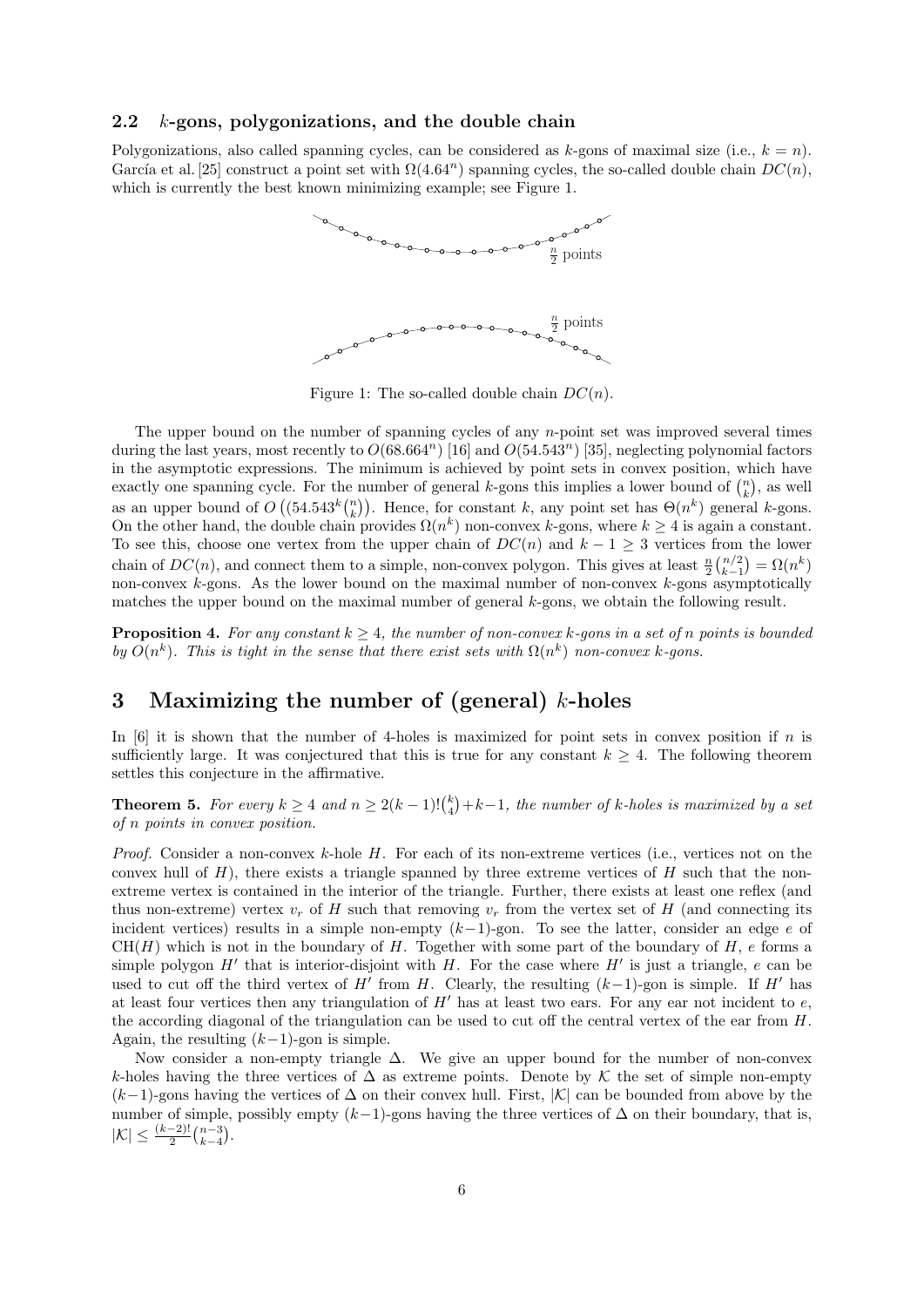### 2.2 $k$-gons, polygonizations, and the double chain

Polygonizations, also called spanning cycles, can be considered as $k$-gons of maximal size (i.e., $k = n$). García et al. [25] construct a point set with $\Omega(4.64^n)$ spanning cycles, the so-called double chain $DC(n)$, which is currently the best known minimizing example; see Figure 1.

Figure 1: The so-called double chain $DC(n)$.

The upper bound on the number of spanning cycles of any $n$-point set was improved several times during the last years, most recently to $O(68.664^n)$ [16] and $O(54.543^n)$ [35], neglecting polynomial factors in the asymptotic expressions. The minimum is achieved by point sets in convex position, which have exactly one spanning cycle. For the number of general $k$-gons this implies a lower bound of $\binom{n}{k}$, as well as an upper bound of $O\left((54.543^k\binom{n}{k}\right)$. Hence, for constant $k$, any point set has $\Theta(n^k)$ general $k$-gons. On the other hand, the double chain provides $\Omega(n^k)$ non-convex $k$-gons, where $k \geq 4$ is again a constant. To see this, choose one vertex from the upper chain of $DC(n)$ and $k-1 \geq 3$ vertices from the lower chain of $DC(n)$, and connect them to a simple, non-convex polygon. This gives at least $\frac{n}{2}\binom{n/2}{k-1} = \Omega(n^k)$ non-convex $k$-gons. As the lower bound on the maximal number of non-convex $k$-gons asymptotically matches the upper bound on the maximal number of general $k$-gons, we obtain the following result.

**Proposition 4.** *For any constant $k \geq 4$, the number of non-convex $k$-gons in a set of $n$ points is bounded by $O(n^k)$. This is tight in the sense that there exist sets with $\Omega(n^k)$ non-convex $k$-gons.*

## 3 Maximizing the number of (general) $k$-holes

In [6] it is shown that the number of 4-holes is maximized for point sets in convex position if $n$ is sufficiently large. It was conjectured that this is true for any constant $k \geq 4$. The following theorem settles this conjecture in the affirmative.

**Theorem 5.** *For every $k \geq 4$ and $n \geq 2(k-1)!\binom{k}{4}+k-1$, the number of $k$-holes is maximized by a set of $n$ points in convex position.*

*Proof.* Consider a non-convex $k$-hole $H$. For each of its non-extreme vertices (i.e., vertices not on the convex hull of $H$), there exists a triangle spanned by three extreme vertices of $H$ such that the non-extreme vertex is contained in the interior of the triangle. Further, there exists at least one reflex (and thus non-extreme) vertex $v_r$ of $H$ such that removing $v_r$ from the vertex set of $H$ (and connecting its incident vertices) results in a simple non-empty $(k-1)$-gon. To see the latter, consider an edge $e$ of $\mathrm{CH}(H)$ which is not in the boundary of $H$. Together with some part of the boundary of $H$, $e$ forms a simple polygon $H'$ that is interior-disjoint with $H$. For the case where $H'$ is just a triangle, $e$ can be used to cut off the third vertex of $H'$ from $H$. Clearly, the resulting $(k-1)$-gon is simple. If $H'$ has at least four vertices then any triangulation of $H'$ has at least two ears. For any ear not incident to $e$, the according diagonal of the triangulation can be used to cut off the central vertex of the ear from $H$. Again, the resulting $(k-1)$-gon is simple.

Now consider a non-empty triangle $\Delta$. We give an upper bound for the number of non-convex $k$-holes having the three vertices of $\Delta$ as extreme points. Denote by $\mathcal{K}$ the set of simple non-empty $(k-1)$-gons having the vertices of $\Delta$ on their convex hull. First, $|\mathcal{K}|$ can be bounded from above by the number of simple, possibly empty $(k-1)$-gons having the three vertices of $\Delta$ on their boundary, that is, $|\mathcal{K}| \leq \frac{(k-2)!}{2}\binom{n-3}{k-4}$.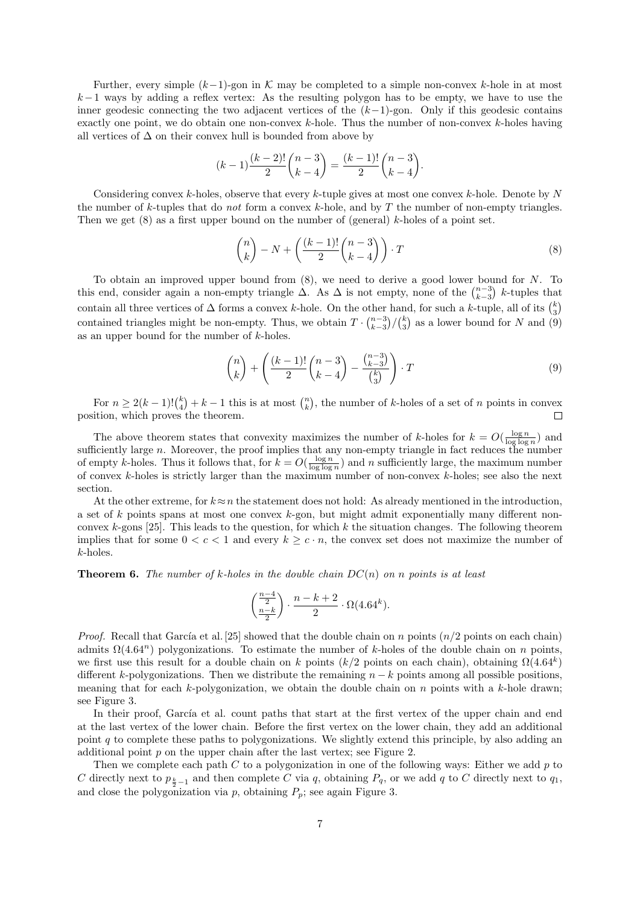Further, every simple $(k-1)$-gon in $\mathcal{K}$ may be completed to a simple non-convex $k$-hole in at most $k-1$ ways by adding a reflex vertex: As the resulting polygon has to be empty, we have to use the inner geodesic connecting the two adjacent vertices of the $(k-1)$-gon. Only if this geodesic contains exactly one point, we do obtain one non-convex $k$-hole. Thus the number of non-convex $k$-holes having all vertices of $\Delta$ on their convex hull is bounded from above by

$$(k-1)\frac{(k-2)!}{2}\binom{n-3}{k-4} = \frac{(k-1)!}{2}\binom{n-3}{k-4}.$$

Considering convex $k$-holes, observe that every $k$-tuple gives at most one convex $k$-hole. Denote by $N$ the number of $k$-tuples that do *not* form a convex $k$-hole, and by $T$ the number of non-empty triangles. Then we get (8) as a first upper bound on the number of (general) $k$-holes of a point set.

$$\binom{n}{k} - N + \left(\frac{(k-1)!}{2}\binom{n-3}{k-4}\right)\cdot T \tag{8}$$

To obtain an improved upper bound from (8), we need to derive a good lower bound for $N$. To this end, consider again a non-empty triangle $\Delta$. As $\Delta$ is not empty, none of the $\binom{n-3}{k-3}$ $k$-tuples that contain all three vertices of $\Delta$ forms a convex $k$-hole. On the other hand, for such a $k$-tuple, all of its $\binom{k}{3}$ contained triangles might be non-empty. Thus, we obtain $T\cdot\binom{n-3}{k-3}/\binom{k}{3}$ as a lower bound for $N$ and (9) as an upper bound for the number of $k$-holes.

$$\binom{n}{k} + \left(\frac{(k-1)!}{2}\binom{n-3}{k-4} - \frac{\binom{n-3}{k-3}}{\binom{k}{3}}\right)\cdot T \tag{9}$$

For $n \geq 2(k-1)!\binom{k}{4} + k - 1$ this is at most $\binom{n}{k}$, the number of $k$-holes of a set of $n$ points in convex position, which proves the theorem. □

The above theorem states that convexity maximizes the number of $k$-holes for $k = O(\frac{\log n}{\log\log n})$ and sufficiently large $n$. Moreover, the proof implies that any non-empty triangle in fact reduces the number of empty $k$-holes. Thus it follows that, for $k = O(\frac{\log n}{\log\log n})$ and $n$ sufficiently large, the maximum number of convex $k$-holes is strictly larger than the maximum number of non-convex $k$-holes; see also the next section.

At the other extreme, for $k \approx n$ the statement does not hold: As already mentioned in the introduction, a set of $k$ points spans at most one convex $k$-gon, but might admit exponentially many different non-convex $k$-gons [25]. This leads to the question, for which $k$ the situation changes. The following theorem implies that for some $0 < c < 1$ and every $k \geq c \cdot n$, the convex set does not maximize the number of $k$-holes.

**Theorem 6.** *The number of $k$-holes in the double chain $DC(n)$ on $n$ points is at least*

$$\binom{\frac{n-4}{2}}{\frac{n-k}{2}} \cdot \frac{n-k+2}{2} \cdot \Omega(4.64^k).$$

*Proof.* Recall that García et al. [25] showed that the double chain on $n$ points ($n/2$ points on each chain) admits $\Omega(4.64^n)$ polygonizations. To estimate the number of $k$-holes of the double chain on $n$ points, we first use this result for a double chain on $k$ points ($k/2$ points on each chain), obtaining $\Omega(4.64^k)$ different $k$-polygonizations. Then we distribute the remaining $n-k$ points among all possible positions, meaning that for each $k$-polygonization, we obtain the double chain on $n$ points with a $k$-hole drawn; see Figure 3.

In their proof, García et al. count paths that start at the first vertex of the upper chain and end at the last vertex of the lower chain. Before the first vertex on the lower chain, they add an additional point $q$ to complete these paths to polygonizations. We slightly extend this principle, by also adding an additional point $p$ on the upper chain after the last vertex; see Figure 2.

Then we complete each path $C$ to a polygonization in one of the following ways: Either we add $p$ to $C$ directly next to $p_{\frac{k}{2}-1}$ and then complete $C$ via $q$, obtaining $P_q$, or we add $q$ to $C$ directly next to $q_1$, and close the polygonization via $p$, obtaining $P_p$; see again Figure 3.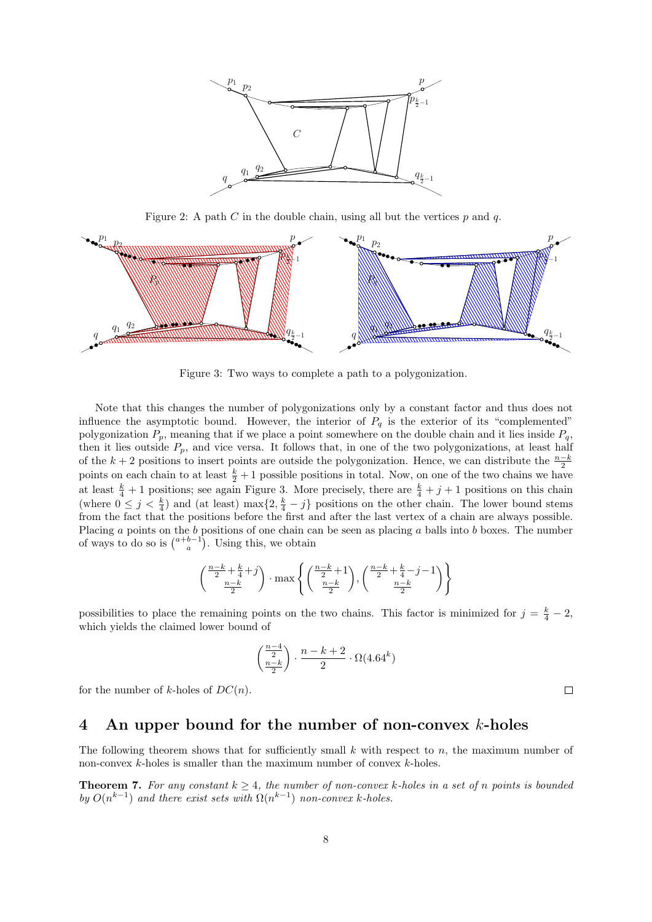Figure 2: A path $C$ in the double chain, using all but the vertices $p$ and $q$.

Figure 3: Two ways to complete a path to a polygonization.

Note that this changes the number of polygonizations only by a constant factor and thus does not influence the asymptotic bound. However, the interior of $P_q$ is the exterior of its "complemented" polygonization $P_p$, meaning that if we place a point somewhere on the double chain and it lies inside $P_q$, then it lies outside $P_p$, and vice versa. It follows that, in one of the two polygonizations, at least half of the $k+2$ positions to insert points are outside the polygonization. Hence, we can distribute the $\frac{n-k}{2}$ points on each chain to at least $\frac{k}{2}+1$ possible positions in total. Now, on one of the two chains we have at least $\frac{k}{4}+1$ positions; see again Figure 3. More precisely, there are $\frac{k}{4}+j+1$ positions on this chain (where $0 \leq j < \frac{k}{4}$) and (at least) $\max\{2, \frac{k}{4}-j\}$ positions on the other chain. The lower bound stems from the fact that the positions before the first and after the last vertex of a chain are always possible. Placing $a$ points on the $b$ positions of one chain can be seen as placing $a$ balls into $b$ boxes. The number of ways to do so is $\binom{a+b-1}{a}$. Using this, we obtain

$$\binom{\frac{n-k}{2}+\frac{k}{4}+j}{\frac{n-k}{2}} \cdot \max\left\{\binom{\frac{n-k}{2}+1}{\frac{n-k}{2}}, \binom{\frac{n-k}{2}+\frac{k}{4}-j-1}{\frac{n-k}{2}}\right\}$$

possibilities to place the remaining points on the two chains. This factor is minimized for $j = \frac{k}{4}-2$, which yields the claimed lower bound of

$$\binom{\frac{n-4}{2}}{\frac{n-k}{2}} \cdot \frac{n-k+2}{2} \cdot \Omega(4.64^k)$$

for the number of $k$-holes of $DC(n)$. □

## 4 An upper bound for the number of non-convex $k$-holes

The following theorem shows that for sufficiently small $k$ with respect to $n$, the maximum number of non-convex $k$-holes is smaller than the maximum number of convex $k$-holes.

**Theorem 7.** *For any constant $k \geq 4$, the number of non-convex $k$-holes in a set of $n$ points is bounded by $O(n^{k-1})$ and there exist sets with $\Omega(n^{k-1})$ non-convex $k$-holes.*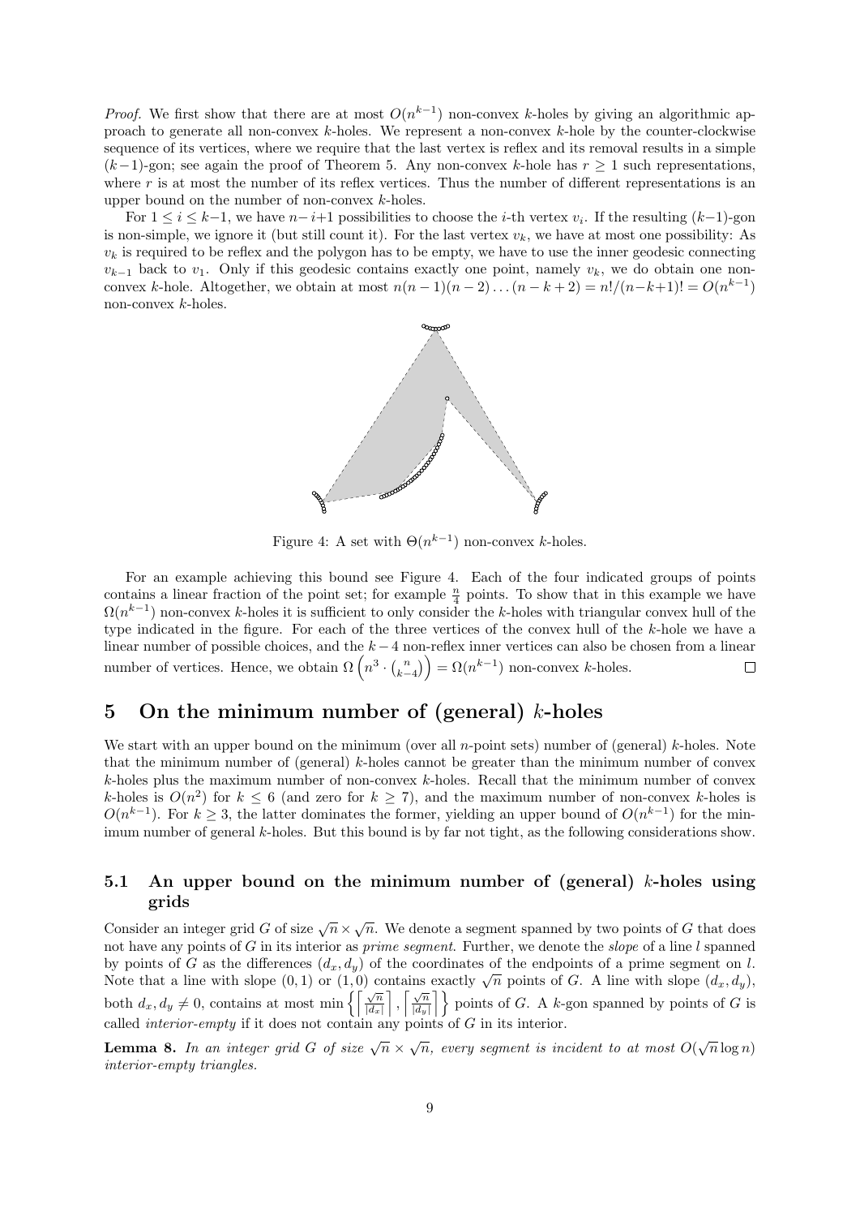*Proof.* We first show that there are at most $O(n^{k-1})$ non-convex $k$-holes by giving an algorithmic approach to generate all non-convex $k$-holes. We represent a non-convex $k$-hole by the counter-clockwise sequence of its vertices, where we require that the last vertex is reflex and its removal results in a simple $(k-1)$-gon; see again the proof of Theorem 5. Any non-convex $k$-hole has $r \geq 1$ such representations, where $r$ is at most the number of its reflex vertices. Thus the number of different representations is an upper bound on the number of non-convex $k$-holes.

For $1 \leq i \leq k-1$, we have $n-i+1$ possibilities to choose the $i$-th vertex $v_i$. If the resulting $(k-1)$-gon is non-simple, we ignore it (but still count it). For the last vertex $v_k$, we have at most one possibility: As $v_k$ is required to be reflex and the polygon has to be empty, we have to use the inner geodesic connecting $v_{k-1}$ back to $v_1$. Only if this geodesic contains exactly one point, namely $v_k$, we do obtain one non-convex $k$-hole. Altogether, we obtain at most $n(n-1)(n-2)\ldots(n-k+2) = n!/(n-k+1)! = O(n^{k-1})$ non-convex $k$-holes.

Figure 4: A set with $\Theta(n^{k-1})$ non-convex $k$-holes.

For an example achieving this bound see Figure 4. Each of the four indicated groups of points contains a linear fraction of the point set; for example $\frac{n}{4}$ points. To show that in this example we have $\Omega(n^{k-1})$ non-convex $k$-holes it is sufficient to only consider the $k$-holes with triangular convex hull of the type indicated in the figure. For each of the three vertices of the convex hull of the $k$-hole we have a linear number of possible choices, and the $k-4$ non-reflex inner vertices can also be chosen from a linear number of vertices. Hence, we obtain $\Omega\left(n^3 \cdot \binom{n}{k-4}\right) = \Omega(n^{k-1})$ non-convex $k$-holes. □

## 5 On the minimum number of (general) $k$-holes

We start with an upper bound on the minimum (over all $n$-point sets) number of (general) $k$-holes. Note that the minimum number of (general) $k$-holes cannot be greater than the minimum number of convex $k$-holes plus the maximum number of non-convex $k$-holes. Recall that the minimum number of convex $k$-holes is $O(n^2)$ for $k \leq 6$ (and zero for $k \geq 7$), and the maximum number of non-convex $k$-holes is $O(n^{k-1})$. For $k \geq 3$, the latter dominates the former, yielding an upper bound of $O(n^{k-1})$ for the minimum number of general $k$-holes. But this bound is by far not tight, as the following considerations show.

### 5.1 An upper bound on the minimum number of (general) $k$-holes using grids

Consider an integer grid $G$ of size $\sqrt{n} \times \sqrt{n}$. We denote a segment spanned by two points of $G$ that does not have any points of $G$ in its interior as *prime segment*. Further, we denote the *slope* of a line $l$ spanned by points of $G$ as the differences $(d_x, d_y)$ of the coordinates of the endpoints of a prime segment on $l$. Note that a line with slope $(0, 1)$ or $(1, 0)$ contains exactly $\sqrt{n}$ points of $G$. A line with slope $(d_x, d_y)$, both $d_x, d_y \neq 0$, contains at most $\min\left\{\left\lceil \frac{\sqrt{n}}{|d_x|} \right\rceil, \left\lceil \frac{\sqrt{n}}{|d_y|} \right\rceil\right\}$ points of $G$. A $k$-gon spanned by points of $G$ is called *interior-empty* if it does not contain any points of $G$ in its interior.

**Lemma 8.** *In an integer grid $G$ of size $\sqrt{n} \times \sqrt{n}$, every segment is incident to at most $O(\sqrt{n} \log n)$ interior-empty triangles.*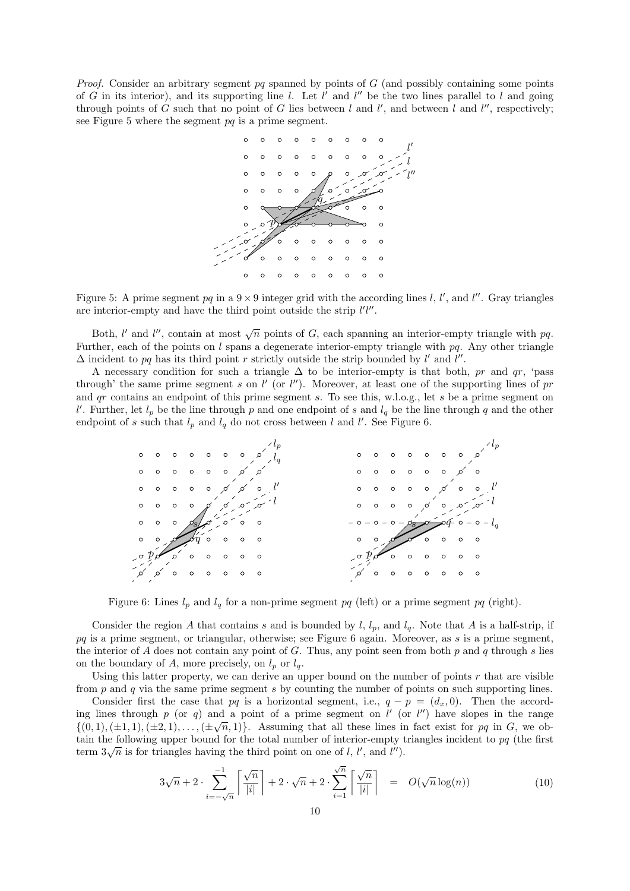*Proof.* Consider an arbitrary segment $pq$ spanned by points of $G$ (and possibly containing some points of $G$ in its interior), and its supporting line $l$. Let $l'$ and $l''$ be the two lines parallel to $l$ and going through points of $G$ such that no point of $G$ lies between $l$ and $l'$, and between $l$ and $l''$, respectively; see Figure 5 where the segment $pq$ is a prime segment.

Figure 5: A prime segment $pq$ in a $9 \times 9$ integer grid with the according lines $l$, $l'$, and $l''$. Gray triangles are interior-empty and have the third point outside the strip $l'l''$.

Both, $l'$ and $l''$, contain at most $\sqrt{n}$ points of $G$, each spanning an interior-empty triangle with $pq$. Further, each of the points on $l$ spans a degenerate interior-empty triangle with $pq$. Any other triangle $\Delta$ incident to $pq$ has its third point $r$ strictly outside the strip bounded by $l'$ and $l''$.

A necessary condition for such a triangle $\Delta$ to be interior-empty is that both, $pr$ and $qr$, 'pass through' the same prime segment $s$ on $l'$ (or $l''$). Moreover, at least one of the supporting lines of $pr$ and $qr$ contains an endpoint of this prime segment $s$. To see this, w.l.o.g., let $s$ be a prime segment on $l'$. Further, let $l_p$ be the line through $p$ and one endpoint of $s$ and $l_q$ be the line through $q$ and the other endpoint of $s$ such that $l_p$ and $l_q$ do not cross between $l$ and $l'$. See Figure 6.

Figure 6: Lines $l_p$ and $l_q$ for a non-prime segment $pq$ (left) or a prime segment $pq$ (right).

Consider the region $A$ that contains $s$ and is bounded by $l$, $l_p$, and $l_q$. Note that $A$ is a half-strip, if $pq$ is a prime segment, or triangular, otherwise; see Figure 6 again. Moreover, as $s$ is a prime segment, the interior of $A$ does not contain any point of $G$. Thus, any point seen from both $p$ and $q$ through $s$ lies on the boundary of $A$, more precisely, on $l_p$ or $l_q$.

Using this latter property, we can derive an upper bound on the number of points $r$ that are visible from $p$ and $q$ via the same prime segment $s$ by counting the number of points on such supporting lines.

Consider first the case that $pq$ is a horizontal segment, i.e., $q - p = (d_x, 0)$. Then the according lines through $p$ (or $q$) and a point of a prime segment on $l'$ (or $l''$) have slopes in the range $\{(0,1), (\pm 1, 1), (\pm 2, 1), \ldots, (\pm\sqrt{n}, 1)\}$. Assuming that all these lines in fact exist for $pq$ in $G$, we obtain the following upper bound for the total number of interior-empty triangles incident to $pq$ (the first term $3\sqrt{n}$ is for triangles having the third point on one of $l$, $l'$, and $l''$).

$$3\sqrt{n} + 2 \cdot \sum_{i=-\sqrt{n}}^{-1} \left\lceil \frac{\sqrt{n}}{|i|} \right\rceil + 2 \cdot \sqrt{n} + 2 \cdot \sum_{i=1}^{\sqrt{n}} \left\lceil \frac{\sqrt{n}}{|i|} \right\rceil \quad = \quad O(\sqrt{n}\log(n)) \tag{10}$$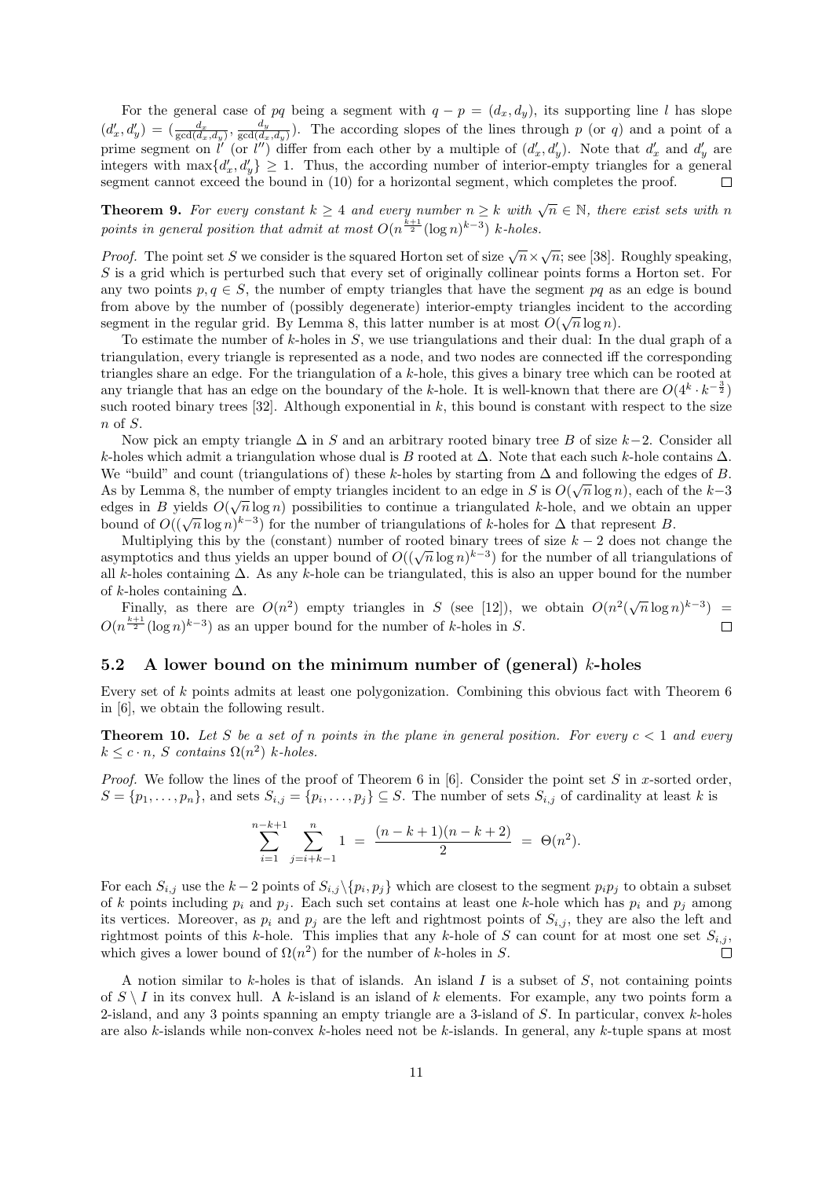For the general case of $pq$ being a segment with $q - p = (d_x, d_y)$, its supporting line $l$ has slope $(d'_x, d'_y) = (\frac{d_x}{\gcd(d_x,d_y)}, \frac{d_y}{\gcd(d_x,d_y)})$. The according slopes of the lines through $p$ (or $q$) and a point of a prime segment on $l'$ (or $l''$) differ from each other by a multiple of $(d'_x, d'_y)$. Note that $d'_x$ and $d'_y$ are integers with $\max\{d'_x, d'_y\} \geq 1$. Thus, the according number of interior-empty triangles for a general segment cannot exceed the bound in (10) for a horizontal segment, which completes the proof. □

**Theorem 9.** *For every constant $k \geq 4$ and every number $n \geq k$ with $\sqrt{n} \in \mathbb{N}$, there exist sets with $n$ points in general position that admit at most $O(n^{\frac{k+1}{2}}(\log n)^{k-3})$ $k$-holes.*

*Proof.* The point set $S$ we consider is the squared Horton set of size $\sqrt{n} \times \sqrt{n}$; see [38]. Roughly speaking, $S$ is a grid which is perturbed such that every set of originally collinear points forms a Horton set. For any two points $p, q \in S$, the number of empty triangles that have the segment $pq$ as an edge is bound from above by the number of (possibly degenerate) interior-empty triangles incident to the according segment in the regular grid. By Lemma 8, this latter number is at most $O(\sqrt{n}\log n)$.

To estimate the number of $k$-holes in $S$, we use triangulations and their dual: In the dual graph of a triangulation, every triangle is represented as a node, and two nodes are connected iff the corresponding triangles share an edge. For the triangulation of a $k$-hole, this gives a binary tree which can be rooted at any triangle that has an edge on the boundary of the $k$-hole. It is well-known that there are $O(4^k \cdot k^{-\frac{3}{2}})$ such rooted binary trees [32]. Although exponential in $k$, this bound is constant with respect to the size $n$ of $S$.

Now pick an empty triangle $\Delta$ in $S$ and an arbitrary rooted binary tree $B$ of size $k-2$. Consider all $k$-holes which admit a triangulation whose dual is $B$ rooted at $\Delta$. Note that each such $k$-hole contains $\Delta$. We "build" and count (triangulations of) these $k$-holes by starting from $\Delta$ and following the edges of $B$. As by Lemma 8, the number of empty triangles incident to an edge in $S$ is $O(\sqrt{n}\log n)$, each of the $k-3$ edges in $B$ yields $O(\sqrt{n}\log n)$ possibilities to continue a triangulated $k$-hole, and we obtain an upper bound of $O((\sqrt{n}\log n)^{k-3})$ for the number of triangulations of $k$-holes for $\Delta$ that represent $B$.

Multiplying this by the (constant) number of rooted binary trees of size $k-2$ does not change the asymptotics and thus yields an upper bound of $O((\sqrt{n}\log n)^{k-3})$ for the number of all triangulations of all $k$-holes containing $\Delta$. As any $k$-hole can be triangulated, this is also an upper bound for the number of $k$-holes containing $\Delta$.

Finally, as there are $O(n^2)$ empty triangles in $S$ (see [12]), we obtain $O(n^2(\sqrt{n}\log n)^{k-3}) = O(n^{\frac{k+1}{2}}(\log n)^{k-3})$ as an upper bound for the number of $k$-holes in $S$. □

## 5.2 A lower bound on the minimum number of (general) $k$-holes

Every set of $k$ points admits at least one polygonization. Combining this obvious fact with Theorem 6 in [6], we obtain the following result.

**Theorem 10.** *Let $S$ be a set of $n$ points in the plane in general position. For every $c < 1$ and every $k \leq c \cdot n$, $S$ contains $\Omega(n^2)$ $k$-holes.*

*Proof.* We follow the lines of the proof of Theorem 6 in [6]. Consider the point set $S$ in $x$-sorted order, $S = \{p_1, \ldots, p_n\}$, and sets $S_{i,j} = \{p_i, \ldots, p_j\} \subseteq S$. The number of sets $S_{i,j}$ of cardinality at least $k$ is

$$\sum_{i=1}^{n-k+1} \sum_{j=i+k-1}^{n} 1 \;=\; \frac{(n-k+1)(n-k+2)}{2} \;=\; \Theta(n^2).$$

For each $S_{i,j}$ use the $k-2$ points of $S_{i,j}\setminus\{p_i, p_j\}$ which are closest to the segment $p_ip_j$ to obtain a subset of $k$ points including $p_i$ and $p_j$. Each such set contains at least one $k$-hole which has $p_i$ and $p_j$ among its vertices. Moreover, as $p_i$ and $p_j$ are the left and rightmost points of $S_{i,j}$, they are also the left and rightmost points of this $k$-hole. This implies that any $k$-hole of $S$ can count for at most one set $S_{i,j}$, which gives a lower bound of $\Omega(n^2)$ for the number of $k$-holes in $S$. □

A notion similar to $k$-holes is that of islands. An island $I$ is a subset of $S$, not containing points of $S \setminus I$ in its convex hull. A $k$-island is an island of $k$ elements. For example, any two points form a 2-island, and any 3 points spanning an empty triangle are a 3-island of $S$. In particular, convex $k$-holes are also $k$-islands while non-convex $k$-holes need not be $k$-islands. In general, any $k$-tuple spans at most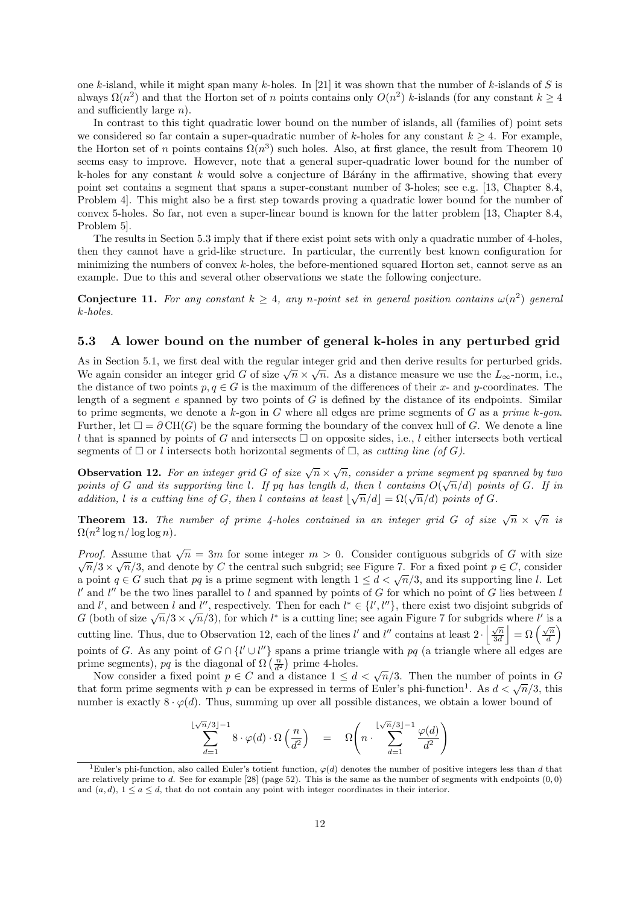one $k$-island, while it might span many $k$-holes. In [21] it was shown that the number of $k$-islands of $S$ is always $\Omega(n^2)$ and that the Horton set of $n$ points contains only $O(n^2)$ $k$-islands (for any constant $k \geq 4$ and sufficiently large $n$).

In contrast to this tight quadratic lower bound on the number of islands, all (families of) point sets we considered so far contain a super-quadratic number of $k$-holes for any constant $k \geq 4$. For example, the Horton set of $n$ points contains $\Omega(n^3)$ such holes. Also, at first glance, the result from Theorem 10 seems easy to improve. However, note that a general super-quadratic lower bound for the number of k-holes for any constant $k$ would solve a conjecture of Bárány in the affirmative, showing that every point set contains a segment that spans a super-constant number of 3-holes; see e.g. [13, Chapter 8.4, Problem 4]. This might also be a first step towards proving a quadratic lower bound for the number of convex 5-holes. So far, not even a super-linear bound is known for the latter problem [13, Chapter 8.4, Problem 5].

The results in Section 5.3 imply that if there exist point sets with only a quadratic number of 4-holes, then they cannot have a grid-like structure. In particular, the currently best known configuration for minimizing the numbers of convex $k$-holes, the before-mentioned squared Horton set, cannot serve as an example. Due to this and several other observations we state the following conjecture.

**Conjecture 11.** *For any constant $k \geq 4$, any $n$-point set in general position contains $\omega(n^2)$ general $k$-holes.*

### 5.3 A lower bound on the number of general k-holes in any perturbed grid

As in Section 5.1, we first deal with the regular integer grid and then derive results for perturbed grids. We again consider an integer grid $G$ of size $\sqrt{n} \times \sqrt{n}$. As a distance measure we use the $L_\infty$-norm, i.e., the distance of two points $p, q \in G$ is the maximum of the differences of their $x$- and $y$-coordinates. The length of a segment $e$ spanned by two points of $G$ is defined by the distance of its endpoints. Similar to prime segments, we denote a $k$-gon in $G$ where all edges are prime segments of $G$ as a *prime k-gon*. Further, let $\square = \partial\,\mathrm{CH}(G)$ be the square forming the boundary of the convex hull of $G$. We denote a line $l$ that is spanned by points of $G$ and intersects $\square$ on opposite sides, i.e., $l$ either intersects both vertical segments of $\square$ or $l$ intersects both horizontal segments of $\square$, as *cutting line (of G)*.

**Observation 12.** *For an integer grid $G$ of size $\sqrt{n} \times \sqrt{n}$, consider a prime segment $pq$ spanned by two points of $G$ and its supporting line $l$. If $pq$ has length $d$, then $l$ contains $O(\sqrt{n}/d)$ points of $G$. If in addition, $l$ is a cutting line of $G$, then $l$ contains at least $\lfloor \sqrt{n}/d \rfloor = \Omega(\sqrt{n}/d)$ points of $G$.*

**Theorem 13.** *The number of prime 4-holes contained in an integer grid $G$ of size $\sqrt{n} \times \sqrt{n}$ is $\Omega(n^2 \log n / \log\log n)$.*

*Proof.* Assume that $\sqrt{n} = 3m$ for some integer $m > 0$. Consider contiguous subgrids of $G$ with size $\sqrt{n}/3 \times \sqrt{n}/3$, and denote by $C$ the central such subgrid; see Figure 7. For a fixed point $p \in C$, consider a point $q \in G$ such that $pq$ is a prime segment with length $1 \leq d < \sqrt{n}/3$, and its supporting line $l$. Let $l'$ and $l''$ be the two lines parallel to $l$ and spanned by points of $G$ for which no point of $G$ lies between $l$ and $l'$, and between $l$ and $l''$, respectively. Then for each $l^* \in \{l', l''\}$, there exist two disjoint subgrids of $G$ (both of size $\sqrt{n}/3 \times \sqrt{n}/3$), for which $l^*$ is a cutting line; see again Figure 7 for subgrids where $l'$ is a cutting line. Thus, due to Observation 12, each of the lines $l'$ and $l''$ contains at least $2 \cdot \left\lfloor \frac{\sqrt{n}}{3d} \right\rfloor = \Omega\left(\frac{\sqrt{n}}{d}\right)$ points of $G$. As any point of $G \cap \{l' \cup l''\}$ spans a prime triangle with $pq$ (a triangle where all edges are prime segments), $pq$ is the diagonal of $\Omega\left(\frac{n}{d^2}\right)$ prime 4-holes.

Now consider a fixed point $p \in C$ and a distance $1 \leq d < \sqrt{n}/3$. Then the number of points in $G$ that form prime segments with $p$ can be expressed in terms of Euler's phi-function[1]. As $d < \sqrt{n}/3$, this number is exactly $8 \cdot \varphi(d)$. Thus, summing up over all possible distances, we obtain a lower bound of

$$\sum_{d=1}^{\lfloor \sqrt{n}/3 \rfloor - 1} 8 \cdot \varphi(d) \cdot \Omega\left(\frac{n}{d^2}\right) \quad = \quad \Omega\left(n \cdot \sum_{d=1}^{\lfloor \sqrt{n}/3 \rfloor - 1} \frac{\varphi(d)}{d^2}\right)$$

[1] Euler's phi-function, also called Euler's totient function, $\varphi(d)$ denotes the number of positive integers less than $d$ that are relatively prime to $d$. See for example [28] (page 52). This is the same as the number of segments with endpoints $(0, 0)$ and $(a, d)$, $1 \leq a \leq d$, that do not contain any point with integer coordinates in their interior.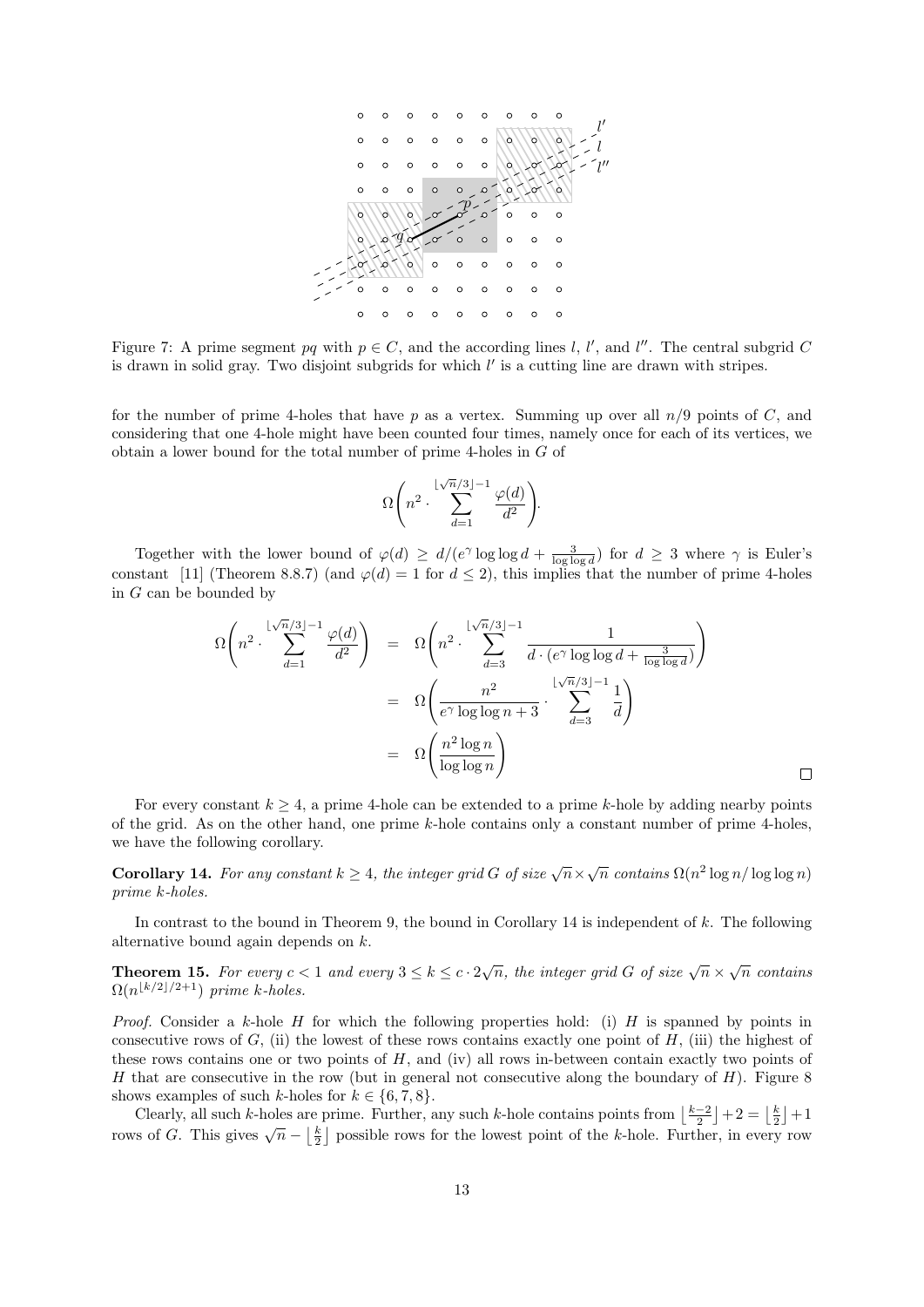Figure 7: A prime segment $pq$ with $p \in C$, and the according lines $l$, $l'$, and $l''$. The central subgrid $C$ is drawn in solid gray. Two disjoint subgrids for which $l'$ is a cutting line are drawn with stripes.

for the number of prime 4-holes that have $p$ as a vertex. Summing up over all $n/9$ points of $C$, and considering that one 4-hole might have been counted four times, namely once for each of its vertices, we obtain a lower bound for the total number of prime 4-holes in $G$ of

$$\Omega\left(n^2 \cdot \sum_{d=1}^{\lfloor\sqrt{n}/3\rfloor-1} \frac{\varphi(d)}{d^2}\right).$$

Together with the lower bound of $\varphi(d) \geq d/(e^\gamma \log\log d + \frac{3}{\log\log d})$ for $d \geq 3$ where $\gamma$ is Euler's constant [11] (Theorem 8.8.7) (and $\varphi(d) = 1$ for $d \leq 2$), this implies that the number of prime 4-holes in $G$ can be bounded by

$$\begin{aligned}
\Omega\left(n^2 \cdot \sum_{d=1}^{\lfloor\sqrt{n}/3\rfloor-1} \frac{\varphi(d)}{d^2}\right) &= \Omega\left(n^2 \cdot \sum_{d=3}^{\lfloor\sqrt{n}/3\rfloor-1} \frac{1}{d \cdot (e^\gamma \log\log d + \frac{3}{\log\log d})}\right) \\
&= \Omega\left(\frac{n^2}{e^\gamma \log\log n + 3} \cdot \sum_{d=3}^{\lfloor\sqrt{n}/3\rfloor-1} \frac{1}{d}\right) \\
&= \Omega\left(\frac{n^2 \log n}{\log\log n}\right)
\end{aligned}$$

□

For every constant $k \geq 4$, a prime 4-hole can be extended to a prime $k$-hole by adding nearby points of the grid. As on the other hand, one prime $k$-hole contains only a constant number of prime 4-holes, we have the following corollary.

**Corollary 14.** *For any constant $k \geq 4$, the integer grid $G$ of size $\sqrt{n} \times \sqrt{n}$ contains $\Omega(n^2 \log n / \log\log n)$ prime $k$-holes.*

In contrast to the bound in Theorem 9, the bound in Corollary 14 is independent of $k$. The following alternative bound again depends on $k$.

**Theorem 15.** *For every $c < 1$ and every $3 \leq k \leq c \cdot 2\sqrt{n}$, the integer grid $G$ of size $\sqrt{n} \times \sqrt{n}$ contains $\Omega(n^{\lfloor k/2 \rfloor/2+1})$ prime $k$-holes.*

*Proof.* Consider a $k$-hole $H$ for which the following properties hold: (i) $H$ is spanned by points in consecutive rows of $G$, (ii) the lowest of these rows contains exactly one point of $H$, (iii) the highest of these rows contains one or two points of $H$, and (iv) all rows in-between contain exactly two points of $H$ that are consecutive in the row (but in general not consecutive along the boundary of $H$). Figure 8 shows examples of such $k$-holes for $k \in \{6, 7, 8\}$.

Clearly, all such $k$-holes are prime. Further, any such $k$-hole contains points from $\lfloor \frac{k-2}{2} \rfloor + 2 = \lfloor \frac{k}{2} \rfloor + 1$ rows of $G$. This gives $\sqrt{n} - \lfloor \frac{k}{2} \rfloor$ possible rows for the lowest point of the $k$-hole. Further, in every row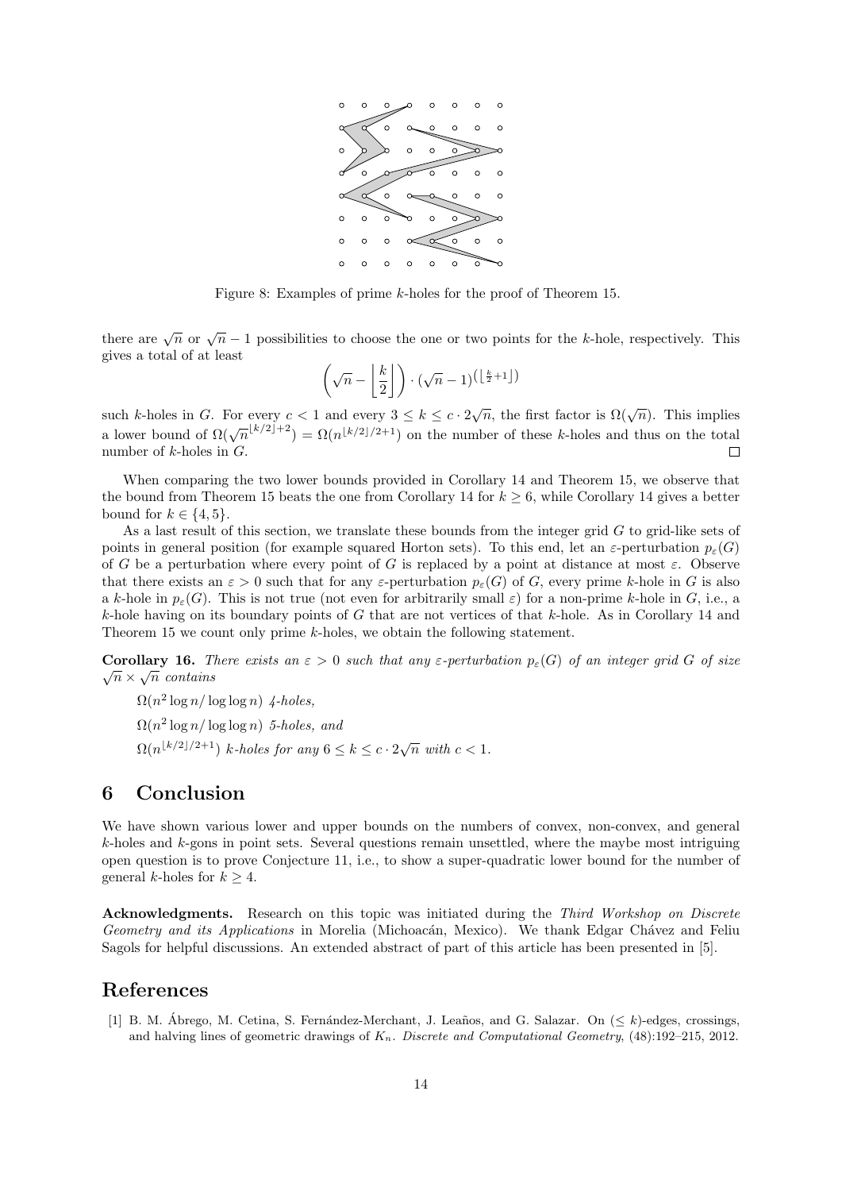Figure 8: Examples of prime $k$-holes for the proof of Theorem 15.

there are $\sqrt{n}$ or $\sqrt{n}-1$ possibilities to choose the one or two points for the $k$-hole, respectively. This gives a total of at least

$$\left(\sqrt{n} - \left\lfloor \frac{k}{2} \right\rfloor\right) \cdot (\sqrt{n}-1)^{\left(\left\lfloor \frac{k}{2}+1 \right\rfloor\right)}$$

such $k$-holes in $G$. For every $c < 1$ and every $3 \leq k \leq c \cdot 2\sqrt{n}$, the first factor is $\Omega(\sqrt{n})$. This implies a lower bound of $\Omega(\sqrt{n}^{\lfloor k/2 \rfloor + 2}) = \Omega(n^{\lfloor k/2 \rfloor/2+1})$ on the number of these $k$-holes and thus on the total number of $k$-holes in $G$. $\square$

When comparing the two lower bounds provided in Corollary 14 and Theorem 15, we observe that the bound from Theorem 15 beats the one from Corollary 14 for $k \geq 6$, while Corollary 14 gives a better bound for $k \in \{4, 5\}$.

As a last result of this section, we translate these bounds from the integer grid $G$ to grid-like sets of points in general position (for example squared Horton sets). To this end, let an $\varepsilon$-perturbation $p_\varepsilon(G)$ of $G$ be a perturbation where every point of $G$ is replaced by a point at distance at most $\varepsilon$. Observe that there exists an $\varepsilon > 0$ such that for any $\varepsilon$-perturbation $p_\varepsilon(G)$ of $G$, every prime $k$-hole in $G$ is also a $k$-hole in $p_\varepsilon(G)$. This is not true (not even for arbitrarily small $\varepsilon$) for a non-prime $k$-hole in $G$, i.e., a $k$-hole having on its boundary points of $G$ that are not vertices of that $k$-hole. As in Corollary 14 and Theorem 15 we count only prime $k$-holes, we obtain the following statement.

**Corollary 16.** *There exists an $\varepsilon > 0$ such that any $\varepsilon$-perturbation $p_\varepsilon(G)$ of an integer grid $G$ of size $\sqrt{n} \times \sqrt{n}$ contains*

$\Omega(n^2 \log n / \log \log n)$ *4-holes,*

$\Omega(n^2 \log n / \log \log n)$ *5-holes, and*

$\Omega(n^{\lfloor k/2 \rfloor/2+1})$ *$k$-holes for any $6 \leq k \leq c \cdot 2\sqrt{n}$ with $c < 1$.*

## 6 Conclusion

We have shown various lower and upper bounds on the numbers of convex, non-convex, and general $k$-holes and $k$-gons in point sets. Several questions remain unsettled, where the maybe most intriguing open question is to prove Conjecture 11, i.e., to show a super-quadratic lower bound for the number of general $k$-holes for $k \geq 4$.

**Acknowledgments.** Research on this topic was initiated during the *Third Workshop on Discrete Geometry and its Applications* in Morelia (Michoacán, Mexico). We thank Edgar Chávez and Feliu Sagols for helpful discussions. An extended abstract of part of this article has been presented in [5].

# References

[1] B. M. Ábrego, M. Cetina, S. Fernández-Merchant, J. Leaños, and G. Salazar. On ($\leq k$)-edges, crossings, and halving lines of geometric drawings of $K_n$. *Discrete and Computational Geometry*, (48):192–215, 2012.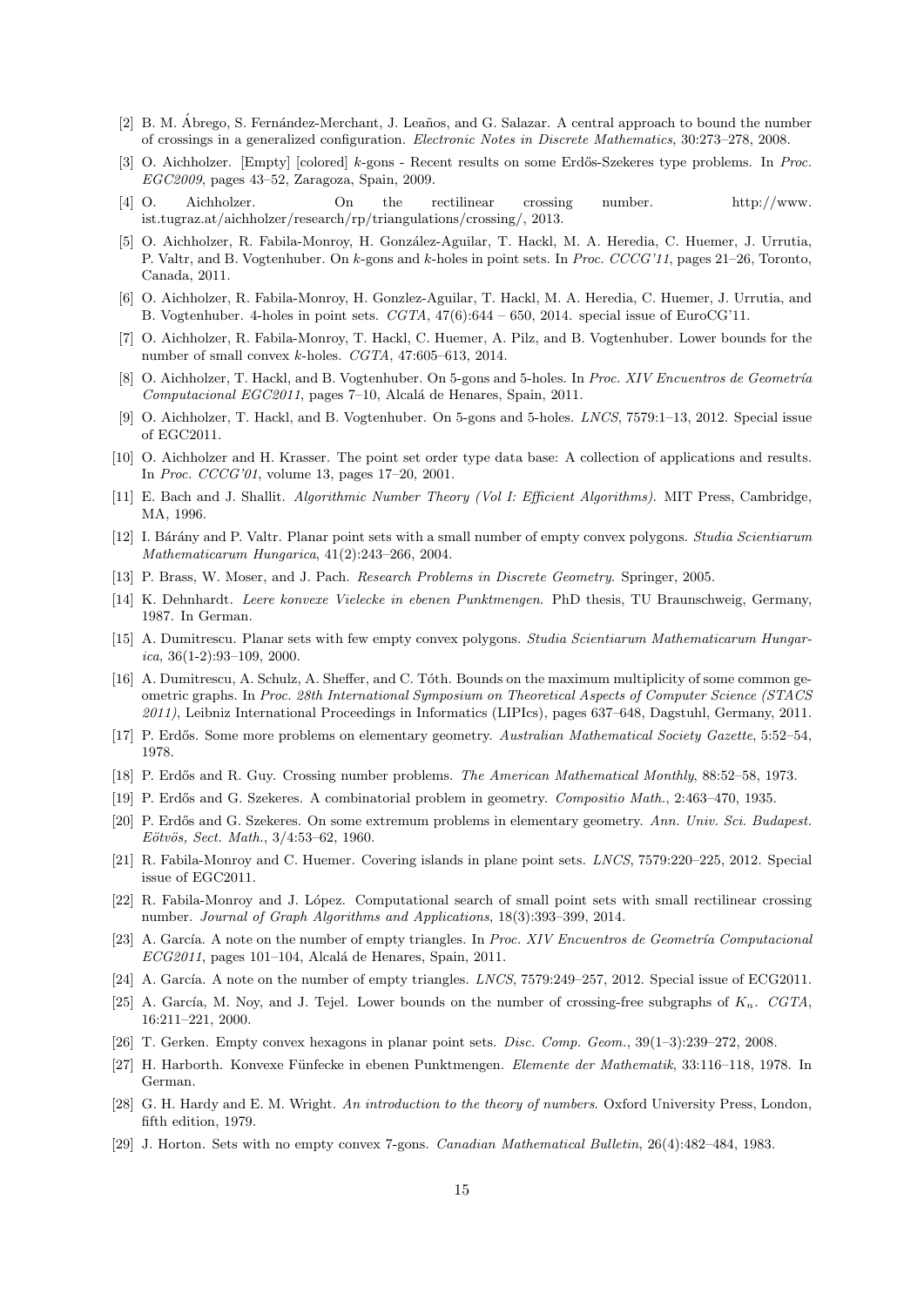[2] B. M. Ábrego, S. Fernández-Merchant, J. Leaños, and G. Salazar. A central approach to bound the number of crossings in a generalized configuration. *Electronic Notes in Discrete Mathematics*, 30:273–278, 2008.

[3] O. Aichholzer. [Empty] [colored] $k$-gons - Recent results on some Erdős-Szekeres type problems. In *Proc. EGC2009*, pages 43–52, Zaragoza, Spain, 2009.

[4] O. Aichholzer. On the rectilinear crossing number. http://www.ist.tugraz.at/aichholzer/research/rp/triangulations/crossing/, 2013.

[5] O. Aichholzer, R. Fabila-Monroy, H. González-Aguilar, T. Hackl, M. A. Heredia, C. Huemer, J. Urrutia, P. Valtr, and B. Vogtenhuber. On $k$-gons and $k$-holes in point sets. In *Proc. CCCG'11*, pages 21–26, Toronto, Canada, 2011.

[6] O. Aichholzer, R. Fabila-Monroy, H. Gonzlez-Aguilar, T. Hackl, M. A. Heredia, C. Huemer, J. Urrutia, and B. Vogtenhuber. 4-holes in point sets. *CGTA*, 47(6):644 – 650, 2014. special issue of EuroCG'11.

[7] O. Aichholzer, R. Fabila-Monroy, T. Hackl, C. Huemer, A. Pilz, and B. Vogtenhuber. Lower bounds for the number of small convex $k$-holes. *CGTA*, 47:605–613, 2014.

[8] O. Aichholzer, T. Hackl, and B. Vogtenhuber. On 5-gons and 5-holes. In *Proc. XIV Encuentros de Geometría Computacional EGC2011*, pages 7–10, Alcalá de Henares, Spain, 2011.

[9] O. Aichholzer, T. Hackl, and B. Vogtenhuber. On 5-gons and 5-holes. *LNCS*, 7579:1–13, 2012. Special issue of EGC2011.

[10] O. Aichholzer and H. Krasser. The point set order type data base: A collection of applications and results. In *Proc. CCCG'01*, volume 13, pages 17–20, 2001.

[11] E. Bach and J. Shallit. *Algorithmic Number Theory (Vol I: Efficient Algorithms)*. MIT Press, Cambridge, MA, 1996.

[12] I. Bárány and P. Valtr. Planar point sets with a small number of empty convex polygons. *Studia Scientiarum Mathematicarum Hungarica*, 41(2):243–266, 2004.

[13] P. Brass, W. Moser, and J. Pach. *Research Problems in Discrete Geometry*. Springer, 2005.

[14] K. Dehnhardt. *Leere konvexe Vielecke in ebenen Punktmengen*. PhD thesis, TU Braunschweig, Germany, 1987. In German.

[15] A. Dumitrescu. Planar sets with few empty convex polygons. *Studia Scientiarum Mathematicarum Hungarica*, 36(1-2):93–109, 2000.

[16] A. Dumitrescu, A. Schulz, A. Sheffer, and C. Tóth. Bounds on the maximum multiplicity of some common geometric graphs. In *Proc. 28th International Symposium on Theoretical Aspects of Computer Science (STACS 2011)*, Leibniz International Proceedings in Informatics (LIPIcs), pages 637–648, Dagstuhl, Germany, 2011.

[17] P. Erdős. Some more problems on elementary geometry. *Australian Mathematical Society Gazette*, 5:52–54, 1978.

[18] P. Erdős and R. Guy. Crossing number problems. *The American Mathematical Monthly*, 88:52–58, 1973.

[19] P. Erdős and G. Szekeres. A combinatorial problem in geometry. *Compositio Math.*, 2:463–470, 1935.

[20] P. Erdős and G. Szekeres. On some extremum problems in elementary geometry. *Ann. Univ. Sci. Budapest. Eötvös, Sect. Math.*, 3/4:53–62, 1960.

[21] R. Fabila-Monroy and C. Huemer. Covering islands in plane point sets. *LNCS*, 7579:220–225, 2012. Special issue of EGC2011.

[22] R. Fabila-Monroy and J. López. Computational search of small point sets with small rectilinear crossing number. *Journal of Graph Algorithms and Applications*, 18(3):393–399, 2014.

[23] A. García. A note on the number of empty triangles. In *Proc. XIV Encuentros de Geometría Computacional ECG2011*, pages 101–104, Alcalá de Henares, Spain, 2011.

[24] A. García. A note on the number of empty triangles. *LNCS*, 7579:249–257, 2012. Special issue of ECG2011.

[25] A. García, M. Noy, and J. Tejel. Lower bounds on the number of crossing-free subgraphs of $K_n$. *CGTA*, 16:211–221, 2000.

[26] T. Gerken. Empty convex hexagons in planar point sets. *Disc. Comp. Geom.*, 39(1–3):239–272, 2008.

[27] H. Harborth. Konvexe Fünfecke in ebenen Punktmengen. *Elemente der Mathematik*, 33:116–118, 1978. In German.

[28] G. H. Hardy and E. M. Wright. *An introduction to the theory of numbers*. Oxford University Press, London, fifth edition, 1979.

[29] J. Horton. Sets with no empty convex 7-gons. *Canadian Mathematical Bulletin*, 26(4):482–484, 1983.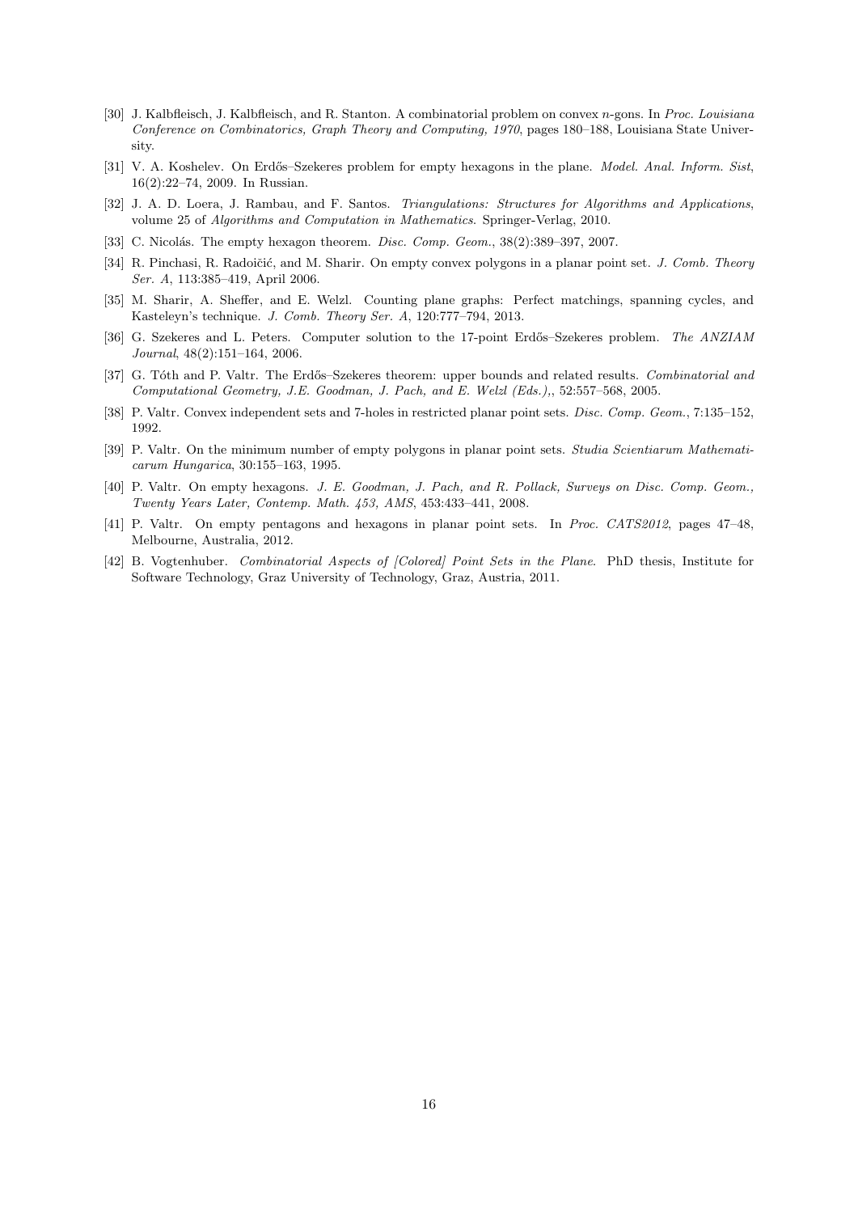[30] J. Kalbfleisch, J. Kalbfleisch, and R. Stanton. A combinatorial problem on convex $n$-gons. In *Proc. Louisiana Conference on Combinatorics, Graph Theory and Computing, 1970*, pages 180–188, Louisiana State University.

[31] V. A. Koshelev. On Erdős–Szekeres problem for empty hexagons in the plane. *Model. Anal. Inform. Sist*, 16(2):22–74, 2009. In Russian.

[32] J. A. D. Loera, J. Rambau, and F. Santos. *Triangulations: Structures for Algorithms and Applications*, volume 25 of *Algorithms and Computation in Mathematics*. Springer-Verlag, 2010.

[33] C. Nicolás. The empty hexagon theorem. *Disc. Comp. Geom.*, 38(2):389–397, 2007.

[34] R. Pinchasi, R. Radoičić, and M. Sharir. On empty convex polygons in a planar point set. *J. Comb. Theory Ser. A*, 113:385–419, April 2006.

[35] M. Sharir, A. Sheffer, and E. Welzl. Counting plane graphs: Perfect matchings, spanning cycles, and Kasteleyn's technique. *J. Comb. Theory Ser. A*, 120:777–794, 2013.

[36] G. Szekeres and L. Peters. Computer solution to the 17-point Erdős–Szekeres problem. *The ANZIAM Journal*, 48(2):151–164, 2006.

[37] G. Tóth and P. Valtr. The Erdős–Szekeres theorem: upper bounds and related results. *Combinatorial and Computational Geometry, J.E. Goodman, J. Pach, and E. Welzl (Eds.),*, 52:557–568, 2005.

[38] P. Valtr. Convex independent sets and 7-holes in restricted planar point sets. *Disc. Comp. Geom.*, 7:135–152, 1992.

[39] P. Valtr. On the minimum number of empty polygons in planar point sets. *Studia Scientiarum Mathematicarum Hungarica*, 30:155–163, 1995.

[40] P. Valtr. On empty hexagons. *J. E. Goodman, J. Pach, and R. Pollack, Surveys on Disc. Comp. Geom., Twenty Years Later, Contemp. Math. 453, AMS*, 453:433–441, 2008.

[41] P. Valtr. On empty pentagons and hexagons in planar point sets. In *Proc. CATS2012*, pages 47–48, Melbourne, Australia, 2012.

[42] B. Vogtenhuber. *Combinatorial Aspects of [Colored] Point Sets in the Plane*. PhD thesis, Institute for Software Technology, Graz University of Technology, Graz, Austria, 2011.